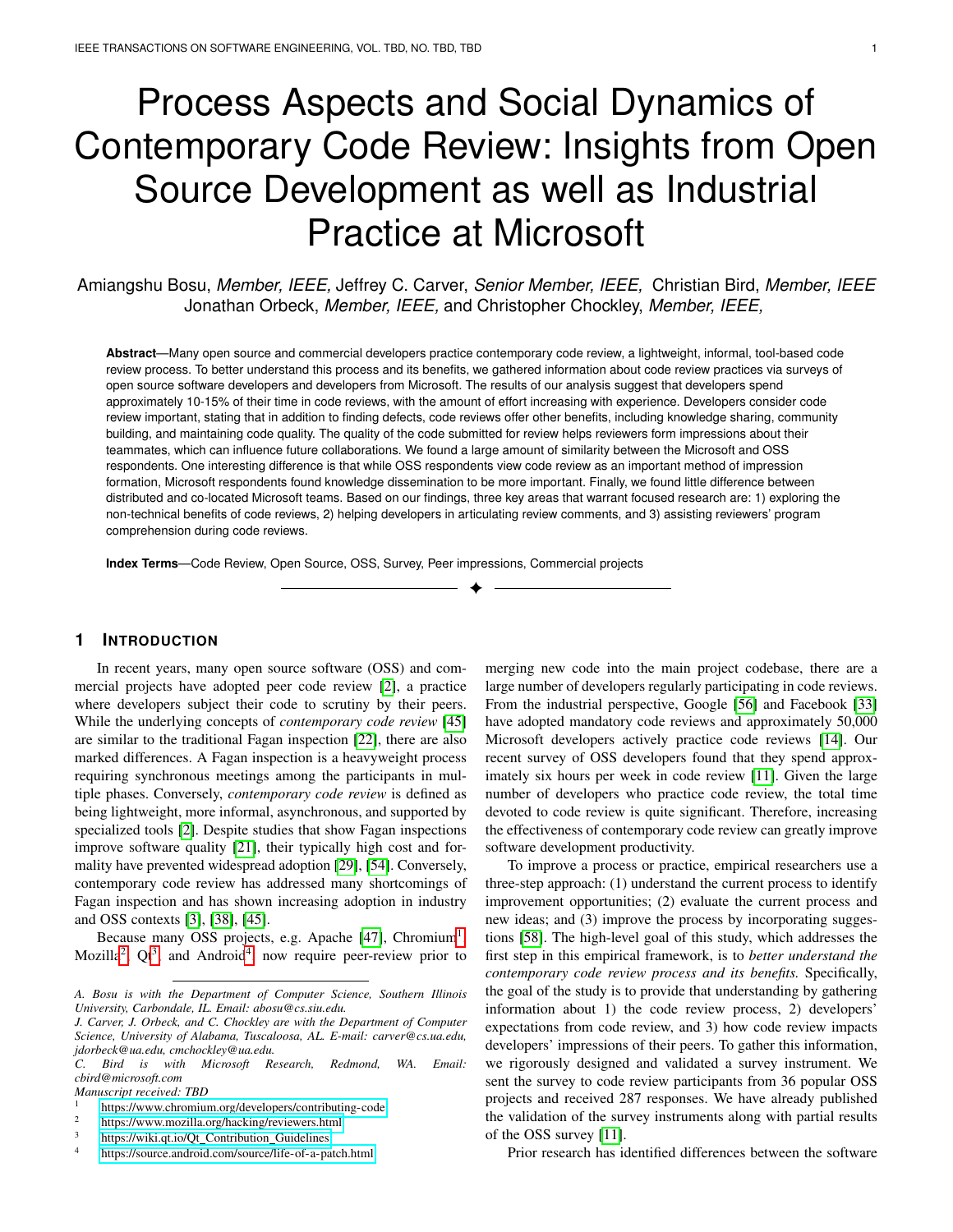# Process Aspects and Social Dynamics of Contemporary Code Review: Insights from Open Source Development as well as Industrial Practice at Microsoft

Amiangshu Bosu, *Member, IEEE,* Jeffrey C. Carver, *Senior Member, IEEE,* Christian Bird, *Member, IEEE* Jonathan Orbeck, *Member, IEEE,* and Christopher Chockley, *Member, IEEE,*

**Abstract**—Many open source and commercial developers practice contemporary code review, a lightweight, informal, tool-based code review process. To better understand this process and its benefits, we gathered information about code review practices via surveys of open source software developers and developers from Microsoft. The results of our analysis suggest that developers spend approximately 10-15% of their time in code reviews, with the amount of effort increasing with experience. Developers consider code review important, stating that in addition to finding defects, code reviews offer other benefits, including knowledge sharing, community building, and maintaining code quality. The quality of the code submitted for review helps reviewers form impressions about their teammates, which can influence future collaborations. We found a large amount of similarity between the Microsoft and OSS respondents. One interesting difference is that while OSS respondents view code review as an important method of impression formation, Microsoft respondents found knowledge dissemination to be more important. Finally, we found little difference between distributed and co-located Microsoft teams. Based on our findings, three key areas that warrant focused research are: 1) exploring the non-technical benefits of code reviews, 2) helping developers in articulating review comments, and 3) assisting reviewers' program comprehension during code reviews.

**Index Terms**—Code Review, Open Source, OSS, Survey, Peer impressions, Commercial projects

## 1 Introduction

In recent years, many open source software (OSS) and commercial projects have adopted peer code review [2], a practice where developers subject their code to scrutiny by their peers. While the underlying concepts of *contemporary code review* [45] are similar to the traditional Fagan inspection [22], there are also marked differences. A Fagan inspection is a heavyweight process requiring synchronous meetings among the participants in multiple phases. Conversely, *contemporary code review* is defined as being lightweight, more informal, asynchronous, and supported by specialized tools [2]. Despite studies that show Fagan inspections improve software quality [21], their typically high cost and formality have prevented widespread adoption [29], [54]. Conversely, contemporary code review has addressed many shortcomings of Fagan inspection and has shown increasing adoption in industry and OSS contexts [3], [38], [45].

Because many OSS projects, e.g. Apache [47], Chromium[1], Mozilla[2], Qt[3], and Android[4] now require peer-review prior to merging new code into the main project codebase, there are a large number of developers regularly participating in code reviews. From the industrial perspective, Google [56] and Facebook [33] have adopted mandatory code reviews and approximately 50,000 Microsoft developers actively practice code reviews [14]. Our recent survey of OSS developers found that they spend approximately six hours per week in code review [11]. Given the large number of developers who practice code review, the total time devoted to code review is quite significant. Therefore, increasing the effectiveness of contemporary code review can greatly improve software development productivity.

To improve a process or practice, empirical researchers use a three-step approach: (1) understand the current process to identify improvement opportunities; (2) evaluate the current process and new ideas; and (3) improve the process by incorporating suggestions [58]. The high-level goal of this study, which addresses the first step in this empirical framework, is to *better understand the contemporary code review process and its benefits.* Specifically, the goal of the study is to provide that understanding by gathering information about 1) the code review process, 2) developers' expectations from code review, and 3) how code review impacts developers' impressions of their peers. To gather this information, we rigorously designed and validated a survey instrument. We sent the survey to code review participants from 36 popular OSS projects and received 287 responses. We have already published the validation of the survey instruments along with partial results of the OSS survey [11].

Prior research has identified differences between the software

---

*A. Bosu is with the Department of Computer Science, Southern Illinois University, Carbondale, IL. Email: abosu@cs.siu.edu.*
*J. Carver, J. Orbeck, and C. Chockley are with the Department of Computer Science, University of Alabama, Tuscaloosa, AL. E-mail: carver@cs.ua.edu, jdorbeck@ua.edu, cmchockley@ua.edu.*
*C. Bird is with Microsoft Research, Redmond, WA. Email: cbird@microsoft.com*
*Manuscript received: TBD*

1. https://www.chromium.org/developers/contributing-code
2. https://www.mozilla.org/hacking/reviewers.html
3. https://wiki.qt.io/Qt_Contribution_Guidelines
4. https://source.android.com/source/life-of-a-patch.html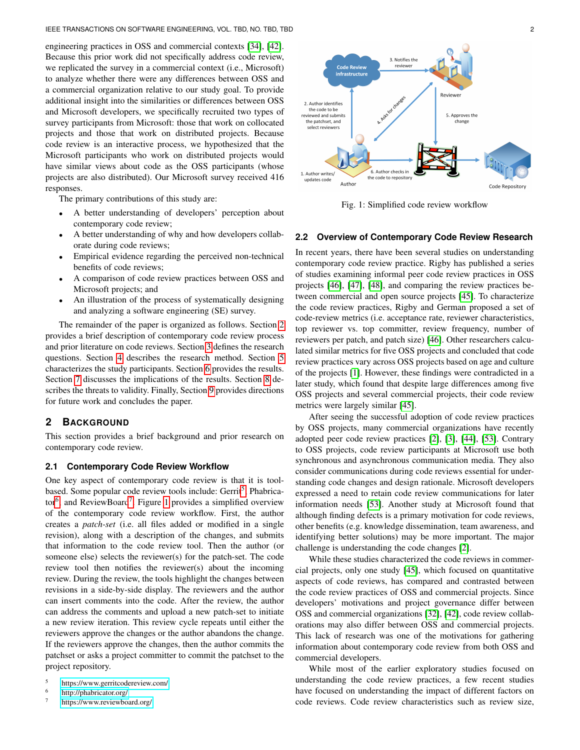engineering practices in OSS and commercial contexts [34], [42]. Because this prior work did not specifically address code review, we replicated the survey in a commercial context (i.e., Microsoft) to analyze whether there were any differences between OSS and a commercial organization relative to our study goal. To provide additional insight into the similarities or differences between OSS and Microsoft developers, we specifically recruited two types of survey participants from Microsoft: those that work on collocated projects and those that work on distributed projects. Because code review is an interactive process, we hypothesized that the Microsoft participants who work on distributed projects would have similar views about code as the OSS participants (whose projects are also distributed). Our Microsoft survey received 416 responses.

The primary contributions of this study are:

- A better understanding of developers' perception about contemporary code review;
- A better understanding of why and how developers collaborate during code reviews;
- Empirical evidence regarding the perceived non-technical benefits of code reviews;
- A comparison of code review practices between OSS and Microsoft projects; and
- An illustration of the process of systematically designing and analyzing a software engineering (SE) survey.

The remainder of the paper is organized as follows. Section 2 provides a brief description of contemporary code review process and prior literature on code reviews. Section 3 defines the research questions. Section 4 describes the research method. Section 5 characterizes the study participants. Section 6 provides the results. Section 7 discusses the implications of the results. Section 8 describes the threats to validity. Finally, Section 9 provides directions for future work and concludes the paper.

## 2 Background

This section provides a brief background and prior research on contemporary code review.

### 2.1 Contemporary Code Review Workflow

One key aspect of contemporary code review is that it is tool-based. Some popular code review tools include: Gerrit[5], Phabricator[6], and ReviewBoard[7]. Figure 1 provides a simplified overview of the contemporary code review workflow. First, the author creates a *patch-set* (i.e. all files added or modified in a single revision), along with a description of the changes, and submits that information to the code review tool. Then the author (or someone else) selects the reviewer(s) for the patch-set. The code review tool then notifies the reviewer(s) about the incoming review. During the review, the tools highlight the changes between revisions in a side-by-side display. The reviewers and the author can insert comments into the code. After the review, the author can address the comments and upload a new patch-set to initiate a new review iteration. This review cycle repeats until either the reviewers approve the changes or the author abandons the change. If the reviewers approve the changes, then the author commits the patchset or asks a project committer to commit the patchset to the project repository.

[5] https://www.gerritcodereview.com/
[6] http://phabricator.org/
[7] https://www.reviewboard.org/

Fig. 1: Simplified code review workflow

### 2.2 Overview of Contemporary Code Review Research

In recent years, there have been several studies on understanding contemporary code review practice. Rigby has published a series of studies examining informal peer code review practices in OSS projects [46], [47], [48], and comparing the review practices between commercial and open source projects [45]. To characterize the code review practices, Rigby and German proposed a set of code-review metrics (i.e. acceptance rate, reviewer characteristics, top reviewer vs. top committer, review frequency, number of reviewers per patch, and patch size) [46]. Other researchers calculated similar metrics for five OSS projects and concluded that code review practices vary across OSS projects based on age and culture of the projects [1]. However, these findings were contradicted in a later study, which found that despite large differences among five OSS projects and several commercial projects, their code review metrics were largely similar [45].

After seeing the successful adoption of code review practices by OSS projects, many commercial organizations have recently adopted peer code review practices [2], [3], [44], [53]. Contrary to OSS projects, code review participants at Microsoft use both synchronous and asynchronous communication media. They also consider communications during code reviews essential for understanding code changes and design rationale. Microsoft developers expressed a need to retain code review communications for later information needs [53]. Another study at Microsoft found that although finding defects is a primary motivation for code reviews, other benefits (e.g. knowledge dissemination, team awareness, and identifying better solutions) may be more important. The major challenge is understanding the code changes [2].

While these studies characterized the code reviews in commercial projects, only one study [45], which focused on quantitative aspects of code reviews, has compared and contrasted between the code review practices of OSS and commercial projects. Since developers' motivations and project governance differ between OSS and commercial organizations [32], [42], code review collaborations may also differ between OSS and commercial projects. This lack of research was one of the motivations for gathering information about contemporary code review from both OSS and commercial developers.

While most of the earlier exploratory studies focused on understanding the code review practices, a few recent studies have focused on understanding the impact of different factors on code reviews. Code review characteristics such as review size,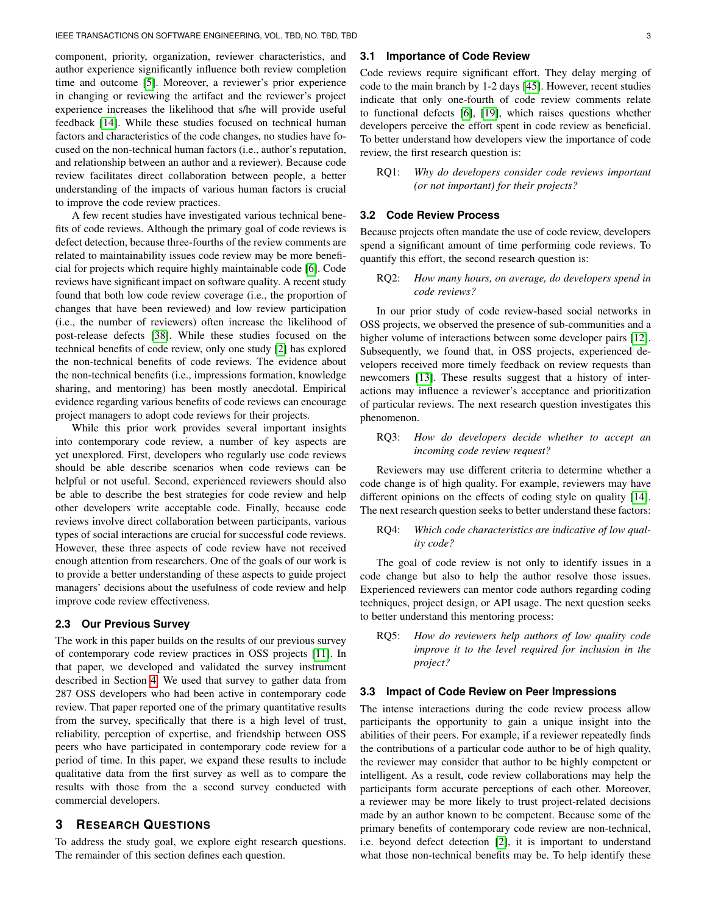component, priority, organization, reviewer characteristics, and author experience significantly influence both review completion time and outcome [5]. Moreover, a reviewer's prior experience in changing or reviewing the artifact and the reviewer's project experience increases the likelihood that s/he will provide useful feedback [14]. While these studies focused on technical human factors and characteristics of the code changes, no studies have focused on the non-technical human factors (i.e., author's reputation, and relationship between an author and a reviewer). Because code review facilitates direct collaboration between people, a better understanding of the impacts of various human factors is crucial to improve the code review practices.

A few recent studies have investigated various technical benefits of code reviews. Although the primary goal of code reviews is defect detection, because three-fourths of the review comments are related to maintainability issues code review may be more beneficial for projects which require highly maintainable code [6]. Code reviews have significant impact on software quality. A recent study found that both low code review coverage (i.e., the proportion of changes that have been reviewed) and low review participation (i.e., the number of reviewers) often increase the likelihood of post-release defects [38]. While these studies focused on the technical benefits of code review, only one study [2] has explored the non-technical benefits of code reviews. The evidence about the non-technical benefits (i.e., impressions formation, knowledge sharing, and mentoring) has been mostly anecdotal. Empirical evidence regarding various benefits of code reviews can encourage project managers to adopt code reviews for their projects.

While this prior work provides several important insights into contemporary code review, a number of key aspects are yet unexplored. First, developers who regularly use code reviews should be able describe scenarios when code reviews can be helpful or not useful. Second, experienced reviewers should also be able to describe the best strategies for code review and help other developers write acceptable code. Finally, because code reviews involve direct collaboration between participants, various types of social interactions are crucial for successful code reviews. However, these three aspects of code review have not received enough attention from researchers. One of the goals of our work is to provide a better understanding of these aspects to guide project managers' decisions about the usefulness of code review and help improve code review effectiveness.

### 2.3 Our Previous Survey

The work in this paper builds on the results of our previous survey of contemporary code review practices in OSS projects [11]. In that paper, we developed and validated the survey instrument described in Section 4. We used that survey to gather data from 287 OSS developers who had been active in contemporary code review. That paper reported one of the primary quantitative results from the survey, specifically that there is a high level of trust, reliability, perception of expertise, and friendship between OSS peers who have participated in contemporary code review for a period of time. In this paper, we expand these results to include qualitative data from the first survey as well as to compare the results with those from the a second survey conducted with commercial developers.

## 3 Research Questions

To address the study goal, we explore eight research questions. The remainder of this section defines each question.

### 3.1 Importance of Code Review

Code reviews require significant effort. They delay merging of code to the main branch by 1-2 days [45]. However, recent studies indicate that only one-fourth of code review comments relate to functional defects [6], [19], which raises questions whether developers perceive the effort spent in code review as beneficial. To better understand how developers view the importance of code review, the first research question is:

RQ1: *Why do developers consider code reviews important (or not important) for their projects?*

### 3.2 Code Review Process

Because projects often mandate the use of code review, developers spend a significant amount of time performing code reviews. To quantify this effort, the second research question is:

RQ2: *How many hours, on average, do developers spend in code reviews?*

In our prior study of code review-based social networks in OSS projects, we observed the presence of sub-communities and a higher volume of interactions between some developer pairs [12]. Subsequently, we found that, in OSS projects, experienced developers received more timely feedback on review requests than newcomers [13]. These results suggest that a history of interactions may influence a reviewer's acceptance and prioritization of particular reviews. The next research question investigates this phenomenon.

RQ3: *How do developers decide whether to accept an incoming code review request?*

Reviewers may use different criteria to determine whether a code change is of high quality. For example, reviewers may have different opinions on the effects of coding style on quality [14]. The next research question seeks to better understand these factors:

RQ4: *Which code characteristics are indicative of low quality code?*

The goal of code review is not only to identify issues in a code change but also to help the author resolve those issues. Experienced reviewers can mentor code authors regarding coding techniques, project design, or API usage. The next question seeks to better understand this mentoring process:

RQ5: *How do reviewers help authors of low quality code improve it to the level required for inclusion in the project?*

### 3.3 Impact of Code Review on Peer Impressions

The intense interactions during the code review process allow participants the opportunity to gain a unique insight into the abilities of their peers. For example, if a reviewer repeatedly finds the contributions of a particular code author to be of high quality, the reviewer may consider that author to be highly competent or intelligent. As a result, code review collaborations may help the participants form accurate perceptions of each other. Moreover, a reviewer may be more likely to trust project-related decisions made by an author known to be competent. Because some of the primary benefits of contemporary code review are non-technical, i.e. beyond defect detection [2], it is important to understand what those non-technical benefits may be. To help identify these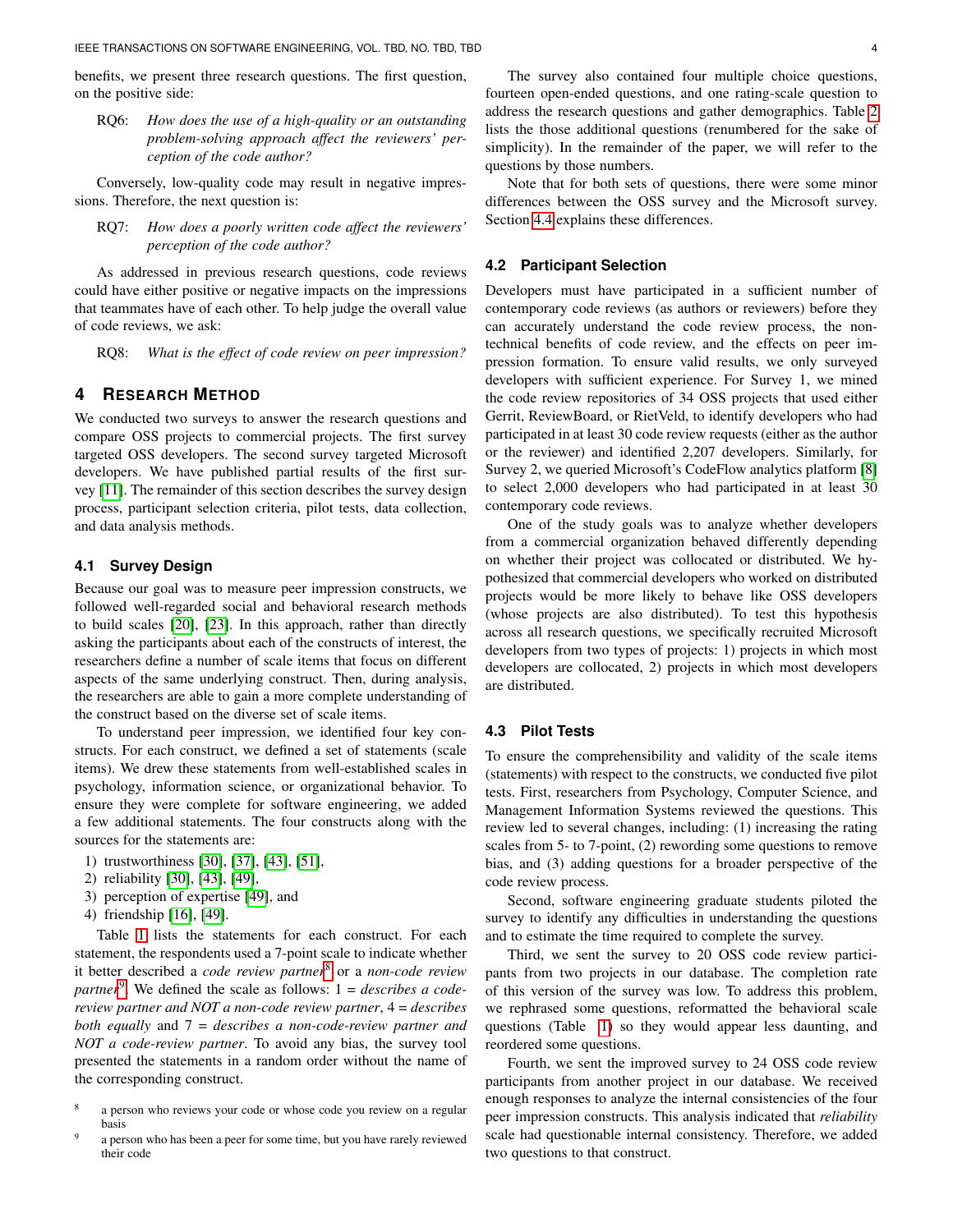benefits, we present three research questions. The first question, on the positive side:

RQ6: *How does the use of a high-quality or an outstanding problem-solving approach affect the reviewers' perception of the code author?*

Conversely, low-quality code may result in negative impressions. Therefore, the next question is:

RQ7: *How does a poorly written code affect the reviewers' perception of the code author?*

As addressed in previous research questions, code reviews could have either positive or negative impacts on the impressions that teammates have of each other. To help judge the overall value of code reviews, we ask:

RQ8: *What is the effect of code review on peer impression?*

# 4 Research Method

We conducted two surveys to answer the research questions and compare OSS projects to commercial projects. The first survey targeted OSS developers. The second survey targeted Microsoft developers. We have published partial results of the first survey [11]. The remainder of this section describes the survey design process, participant selection criteria, pilot tests, data collection, and data analysis methods.

## 4.1 Survey Design

Because our goal was to measure peer impression constructs, we followed well-regarded social and behavioral research methods to build scales [20], [23]. In this approach, rather than directly asking the participants about each of the constructs of interest, the researchers define a number of scale items that focus on different aspects of the same underlying construct. Then, during analysis, the researchers are able to gain a more complete understanding of the construct based on the diverse set of scale items.

To understand peer impression, we identified four key constructs. For each construct, we defined a set of statements (scale items). We drew these statements from well-established scales in psychology, information science, or organizational behavior. To ensure they were complete for software engineering, we added a few additional statements. The four constructs along with the sources for the statements are:

1) trustworthiness [30], [37], [43], [51],
2) reliability [30], [43], [49],
3) perception of expertise [49], and
4) friendship [16], [49].

Table 1 lists the statements for each construct. For each statement, the respondents used a 7-point scale to indicate whether it better described a *code review partner*[8] or a *non-code review partner*[9]. We defined the scale as follows: 1 = *describes a code-review partner and NOT a non-code review partner*, 4 = *describes both equally* and 7 = *describes a non-code-review partner and NOT a code-review partner*. To avoid any bias, the survey tool presented the statements in a random order without the name of the corresponding construct.

[8] a person who reviews your code or whose code you review on a regular basis

[9] a person who has been a peer for some time, but you have rarely reviewed their code

The survey also contained four multiple choice questions, fourteen open-ended questions, and one rating-scale question to address the research questions and gather demographics. Table 2 lists the those additional questions (renumbered for the sake of simplicity). In the remainder of the paper, we will refer to the questions by those numbers.

Note that for both sets of questions, there were some minor differences between the OSS survey and the Microsoft survey. Section 4.4 explains these differences.

## 4.2 Participant Selection

Developers must have participated in a sufficient number of contemporary code reviews (as authors or reviewers) before they can accurately understand the code review process, the non-technical benefits of code review, and the effects on peer impression formation. To ensure valid results, we only surveyed developers with sufficient experience. For Survey 1, we mined the code review repositories of 34 OSS projects that used either Gerrit, ReviewBoard, or RietVeld, to identify developers who had participated in at least 30 code review requests (either as the author or the reviewer) and identified 2,207 developers. Similarly, for Survey 2, we queried Microsoft's CodeFlow analytics platform [8] to select 2,000 developers who had participated in at least 30 contemporary code reviews.

One of the study goals was to analyze whether developers from a commercial organization behaved differently depending on whether their project was collocated or distributed. We hypothesized that commercial developers who worked on distributed projects would be more likely to behave like OSS developers (whose projects are also distributed). To test this hypothesis across all research questions, we specifically recruited Microsoft developers from two types of projects: 1) projects in which most developers are collocated, 2) projects in which most developers are distributed.

## 4.3 Pilot Tests

To ensure the comprehensibility and validity of the scale items (statements) with respect to the constructs, we conducted five pilot tests. First, researchers from Psychology, Computer Science, and Management Information Systems reviewed the questions. This review led to several changes, including: (1) increasing the rating scales from 5- to 7-point, (2) rewording some questions to remove bias, and (3) adding questions for a broader perspective of the code review process.

Second, software engineering graduate students piloted the survey to identify any difficulties in understanding the questions and to estimate the time required to complete the survey.

Third, we sent the survey to 20 OSS code review participants from two projects in our database. The completion rate of this version of the survey was low. To address this problem, we rephrased some questions, reformatted the behavioral scale questions (Table 1) so they would appear less daunting, and reordered some questions.

Fourth, we sent the improved survey to 24 OSS code review participants from another project in our database. We received enough responses to analyze the internal consistencies of the four peer impression constructs. This analysis indicated that *reliability* scale had questionable internal consistency. Therefore, we added two questions to that construct.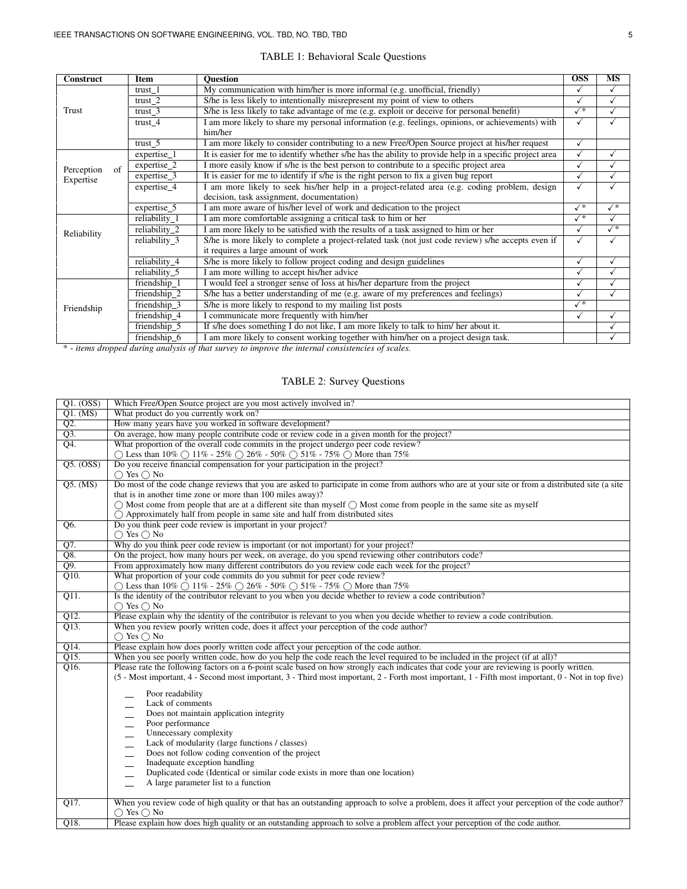TABLE 1: Behavioral Scale Questions

| Construct | Item | Question | OSS | MS |
|---|---|---|---|---|
| Trust | trust_1 | My communication with him/her is more informal (e.g. unofficial, friendly) | ✓ | ✓ |
| | trust_2 | S/he is less likely to intentionally misrepresent my point of view to others | ✓ | ✓ |
| | trust_3 | S/he is less likely to take advantage of me (e.g. exploit or deceive for personal benefit) | ✓* | ✓ |
| | trust_4 | I am more likely to share my personal information (e.g. feelings, opinions, or achievements) with him/her | ✓ | ✓ |
| | trust_5 | I am more likely to consider contributing to a new Free/Open Source project at his/her request | ✓ | |
| Perception of Expertise | expertise_1 | It is easier for me to identify whether s/he has the ability to provide help in a specific project area | ✓ | ✓ |
| | expertise_2 | I more easily know if s/he is the best person to contribute to a specific project area | ✓ | ✓ |
| | expertise_3 | It is easier for me to identify if s/he is the right person to fix a given bug report | ✓ | ✓ |
| | expertise_4 | I am more likely to seek his/her help in a project-related area (e.g. coding problem, design decision, task assignment, documentation) | ✓ | ✓ |
| | expertise_5 | I am more aware of his/her level of work and dedication to the project | ✓* | ✓* |
| Reliability | reliability_1 | I am more comfortable assigning a critical task to him or her | ✓* | ✓ |
| | reliability_2 | I am more likely to be satisfied with the results of a task assigned to him or her | ✓ | ✓* |
| | reliability_3 | S/he is more likely to complete a project-related task (not just code review) s/he accepts even if it requires a large amount of work | ✓ | ✓ |
| | reliability_4 | S/he is more likely to follow project coding and design guidelines | ✓ | ✓ |
| | reliability_5 | I am more willing to accept his/her advice | ✓ | ✓ |
| Friendship | friendship_1 | I would feel a stronger sense of loss at his/her departure from the project | ✓ | ✓ |
| | friendship_2 | S/he has a better understanding of me (e.g. aware of my preferences and feelings) | ✓ | ✓ |
| | friendship_3 | S/he is more likely to respond to my mailing list posts | ✓* | |
| | friendship_4 | I communicate more frequently with him/her | ✓ | ✓ |
| | friendship_5 | If s/he does something I do not like, I am more likely to talk to him/ her about it. | | ✓ |
| | friendship_6 | I am more likely to consent working together with him/her on a project design task. | | ✓ |

*\* - items dropped during analysis of that survey to improve the internal consistencies of scales.*

TABLE 2: Survey Questions

| | |
|---|---|
| Q1. (OSS) | Which Free/Open Source project are you most actively involved in? |
| Q1. (MS) | What product do you currently work on? |
| Q2. | How many years have you worked in software development? |
| Q3. | On average, how many people contribute code or review code in a given month for the project? |
| Q4. | What proportion of the overall code commits in the project undergo peer code review?<br>◯ Less than 10% ◯ 11% - 25% ◯ 26% - 50% ◯ 51% - 75% ◯ More than 75% |
| Q5. (OSS) | Do you receive financial compensation for your participation in the project?<br>◯ Yes ◯ No |
| Q5. (MS) | Do most of the code change reviews that you are asked to participate in come from authors who are at your site or from a distributed site (a site that is in another time zone or more than 100 miles away)?<br>◯ Most come from people that are at a different site than myself ◯ Most come from people in the same site as myself<br>◯ Approximately half from people in same site and half from distributed sites |
| Q6. | Do you think peer code review is important in your project?<br>◯ Yes ◯ No |
| Q7. | Why do you think peer code review is important (or not important) for your project? |
| Q8. | On the project, how many hours per week, on average, do you spend reviewing other contributors code? |
| Q9. | From approximately how many different contributors do you review code each week for the project? |
| Q10. | What proportion of your code commits do you submit for peer code review?<br>◯ Less than 10% ◯ 11% - 25% ◯ 26% - 50% ◯ 51% - 75% ◯ More than 75% |
| Q11. | Is the identity of the contributor relevant to you when you decide whether to review a code contribution?<br>◯ Yes ◯ No |
| Q12. | Please explain why the identity of the contributor is relevant to you when you decide whether to review a code contribution. |
| Q13. | When you review poorly written code, does it affect your perception of the code author?<br>◯ Yes ◯ No |
| Q14. | Please explain how does poorly written code affect your perception of the code author. |
| Q15. | When you see poorly written code, how do you help the code reach the level required to be included in the project (if at all)? |
| Q16. | Please rate the following factors on a 6-point scale based on how strongly each indicates that code your are reviewing is poorly written.<br>(5 - Most important, 4 - Second most important, 3 - Third most important, 2 - Forth most important, 1 - Fifth most important, 0 - Not in top five)<br><br>\_\_ Poor readability<br>\_\_ Lack of comments<br>\_\_ Does not maintain application integrity<br>\_\_ Poor performance<br>\_\_ Unnecessary complexity<br>\_\_ Lack of modularity (large functions / classes)<br>\_\_ Does not follow coding convention of the project<br>\_\_ Inadequate exception handling<br>\_\_ Duplicated code (Identical or similar code exists in more than one location)<br>\_\_ A large parameter list to a function |
| Q17. | When you review code of high quality or that has an outstanding approach to solve a problem, does it affect your perception of the code author?<br>◯ Yes ◯ No |
| Q18. | Please explain how does high quality or an outstanding approach to solve a problem affect your perception of the code author. |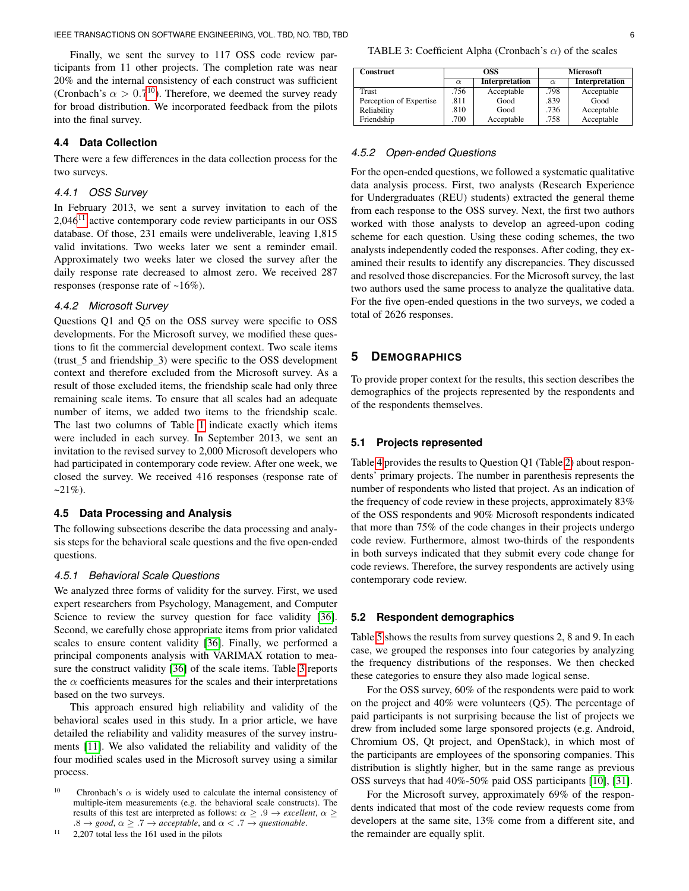Finally, we sent the survey to 117 OSS code review participants from 11 other projects. The completion rate was near 20% and the internal consistency of each construct was sufficient (Cronbach's $\alpha > 0.7$[10]). Therefore, we deemed the survey ready for broad distribution. We incorporated feedback from the pilots into the final survey.

### 4.4 Data Collection

There were a few differences in the data collection process for the two surveys.

#### 4.4.1 OSS Survey

In February 2013, we sent a survey invitation to each of the 2,046[11] active contemporary code review participants in our OSS database. Of those, 231 emails were undeliverable, leaving 1,815 valid invitations. Two weeks later we sent a reminder email. Approximately two weeks later we closed the survey after the daily response rate decreased to almost zero. We received 287 responses (response rate of ~16%).

#### 4.4.2 Microsoft Survey

Questions Q1 and Q5 on the OSS survey were specific to OSS developments. For the Microsoft survey, we modified these questions to fit the commercial development context. Two scale items (trust_5 and friendship_3) were specific to the OSS development context and therefore excluded from the Microsoft survey. As a result of those excluded items, the friendship scale had only three remaining scale items. To ensure that all scales had an adequate number of items, we added two items to the friendship scale. The last two columns of Table 1 indicate exactly which items were included in each survey. In September 2013, we sent an invitation to the revised survey to 2,000 Microsoft developers who had participated in contemporary code review. After one week, we closed the survey. We received 416 responses (response rate of ~21%).

### 4.5 Data Processing and Analysis

The following subsections describe the data processing and analysis steps for the behavioral scale questions and the five open-ended questions.

#### 4.5.1 Behavioral Scale Questions

We analyzed three forms of validity for the survey. First, we used expert researchers from Psychology, Management, and Computer Science to review the survey question for face validity [36]. Second, we carefully chose appropriate items from prior validated scales to ensure content validity [36]. Finally, we performed a principal components analysis with VARIMAX rotation to measure the construct validity [36] of the scale items. Table 3 reports the $\alpha$ coefficients measures for the scales and their interpretations based on the two surveys.

This approach ensured high reliability and validity of the behavioral scales used in this study. In a prior article, we have detailed the reliability and validity measures of the survey instruments [11]. We also validated the reliability and validity of the four modified scales used in the Microsoft survey using a similar process.

[10] Chronbach's $\alpha$ is widely used to calculate the internal consistency of multiple-item measurements (e.g. the behavioral scale constructs). The results of this test are interpreted as follows: $\alpha \geq .9 \rightarrow$ *excellent*, $\alpha \geq .8 \rightarrow$ *good*, $\alpha \geq .7 \rightarrow$ *acceptable*, and $\alpha < .7 \rightarrow$ *questionable*.

[11] 2,207 total less the 161 used in the pilots

TABLE 3: Coefficient Alpha (Cronbach's $\alpha$) of the scales

| Construct | OSS | | Microsoft | |
|---|---|---|---|---|
| | $\alpha$ | Interpretation | $\alpha$ | Interpretation |
| Trust | .756 | Acceptable | .798 | Acceptable |
| Perception of Expertise | .811 | Good | .839 | Good |
| Reliability | .810 | Good | .736 | Acceptable |
| Friendship | .700 | Acceptable | .758 | Acceptable |

#### 4.5.2 Open-ended Questions

For the open-ended questions, we followed a systematic qualitative data analysis process. First, two analysts (Research Experience for Undergraduates (REU) students) extracted the general theme from each response to the OSS survey. Next, the first two authors worked with those analysts to develop an agreed-upon coding scheme for each question. Using these coding schemes, the two analysts independently coded the responses. After coding, they examined their results to identify any discrepancies. They discussed and resolved those discrepancies. For the Microsoft survey, the last two authors used the same process to analyze the qualitative data. For the five open-ended questions in the two surveys, we coded a total of 2626 responses.

## 5 Demographics

To provide proper context for the results, this section describes the demographics of the projects represented by the respondents and of the respondents themselves.

### 5.1 Projects represented

Table 4 provides the results to Question Q1 (Table 2) about respondents' primary projects. The number in parenthesis represents the number of respondents who listed that project. As an indication of the frequency of code review in these projects, approximately 83% of the OSS respondents and 90% Microsoft respondents indicated that more than 75% of the code changes in their projects undergo code review. Furthermore, almost two-thirds of the respondents in both surveys indicated that they submit every code change for code reviews. Therefore, the survey respondents are actively using contemporary code review.

### 5.2 Respondent demographics

Table 5 shows the results from survey questions 2, 8 and 9. In each case, we grouped the responses into four categories by analyzing the frequency distributions of the responses. We then checked these categories to ensure they also made logical sense.

For the OSS survey, 60% of the respondents were paid to work on the project and 40% were volunteers (Q5). The percentage of paid participants is not surprising because the list of projects we drew from included some large sponsored projects (e.g. Android, Chromium OS, Qt project, and OpenStack), in which most of the participants are employees of the sponsoring companies. This distribution is slightly higher, but in the same range as previous OSS surveys that had 40%-50% paid OSS participants [10], [31].

For the Microsoft survey, approximately 69% of the respondents indicated that most of the code review requests come from developers at the same site, 13% come from a different site, and the remainder are equally split.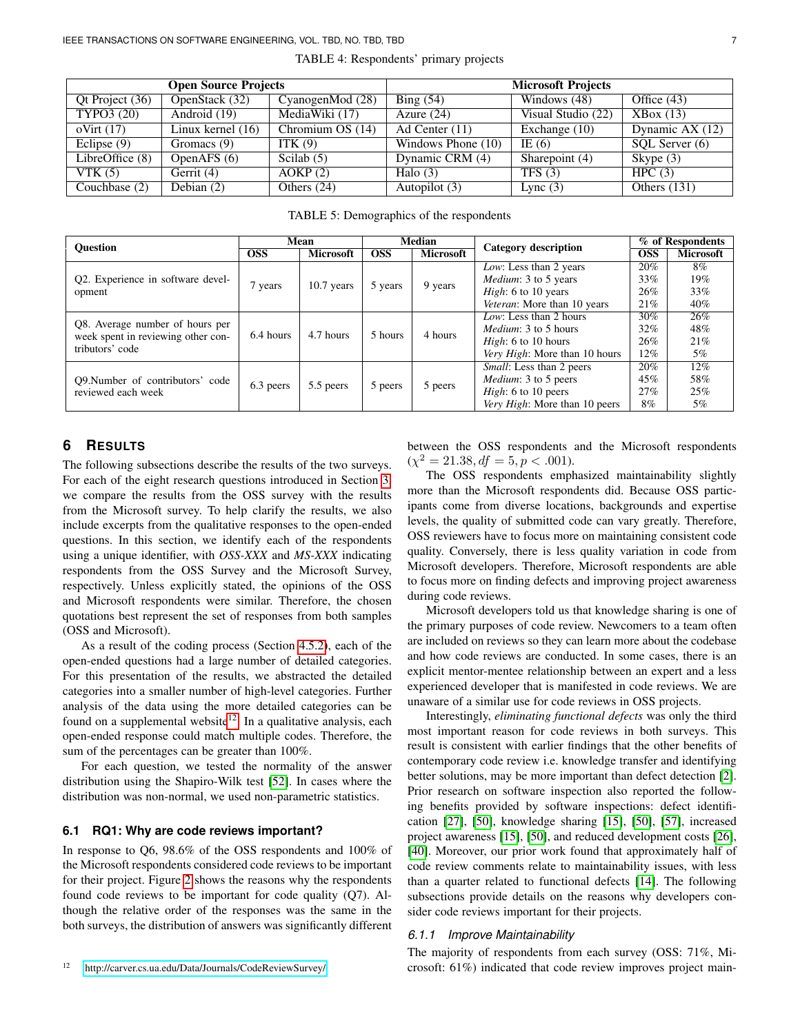TABLE 4: Respondents' primary projects

| Open Source Projects | | | Microsoft Projects | | |
|---|---|---|---|---|---|
| Qt Project (36) | OpenStack (32) | CyanogenMod (28) | Bing (54) | Windows (48) | Office (43) |
| TYPO3 (20) | Android (19) | MediaWiki (17) | Azure (24) | Visual Studio (22) | XBox (13) |
| oVirt (17) | Linux kernel (16) | Chromium OS (14) | Ad Center (11) | Exchange (10) | Dynamic AX (12) |
| Eclipse (9) | Gromacs (9) | ITK (9) | Windows Phone (10) | IE (6) | SQL Server (6) |
| LibreOffice (8) | OpenAFS (6) | Scilab (5) | Dynamic CRM (4) | Sharepoint (4) | Skype (3) |
| VTK (5) | Gerrit (4) | AOKP (2) | Halo (3) | TFS (3) | HPC (3) |
| Couchbase (2) | Debian (2) | Others (24) | Autopilot (3) | Lync (3) | Others (131) |

TABLE 5: Demographics of the respondents

| Question | Mean | | Median | | Category description | % of Respondents | |
|---|---|---|---|---|---|---|---|
| | OSS | Microsoft | OSS | Microsoft | | OSS | Microsoft |
| Q2. Experience in software development | 7 years | 10.7 years | 5 years | 9 years | *Low*: Less than 2 years | 20% | 8% |
| | | | | | *Medium*: 3 to 5 years | 33% | 19% |
| | | | | | *High*: 6 to 10 years | 26% | 33% |
| | | | | | *Veteran*: More than 10 years | 21% | 40% |
| Q8. Average number of hours per week spent in reviewing other contributors' code | 6.4 hours | 4.7 hours | 5 hours | 4 hours | *Low*: Less than 2 hours | 30% | 26% |
| | | | | | *Medium*: 3 to 5 hours | 32% | 48% |
| | | | | | *High*: 6 to 10 hours | 26% | 21% |
| | | | | | *Very High*: More than 10 hours | 12% | 5% |
| Q9.Number of contributors' code reviewed each week | 6.3 peers | 5.5 peers | 5 peers | 5 peers | *Small*: Less than 2 peers | 20% | 12% |
| | | | | | *Medium*: 3 to 5 peers | 45% | 58% |
| | | | | | *High*: 6 to 10 peers | 27% | 25% |
| | | | | | *Very High*: More than 10 peers | 8% | 5% |

# 6 RESULTS

The following subsections describe the results of the two surveys. For each of the eight research questions introduced in Section 3, we compare the results from the OSS survey with the results from the Microsoft survey. To help clarify the results, we also include excerpts from the qualitative responses to the open-ended questions. In this section, we identify each of the respondents using a unique identifier, with *OSS-XXX* and *MS-XXX* indicating respondents from the OSS Survey and the Microsoft Survey, respectively. Unless explicitly stated, the opinions of the OSS and Microsoft respondents were similar. Therefore, the chosen quotations best represent the set of responses from both samples (OSS and Microsoft).

As a result of the coding process (Section 4.5.2), each of the open-ended questions had a large number of detailed categories. For this presentation of the results, we abstracted the detailed categories into a smaller number of high-level categories. Further analysis of the data using the more detailed categories can be found on a supplemental website[12]. In a qualitative analysis, each open-ended response could match multiple codes. Therefore, the sum of the percentages can be greater than 100%.

For each question, we tested the normality of the answer distribution using the Shapiro-Wilk test [52]. In cases where the distribution was non-normal, we used non-parametric statistics.

## 6.1 RQ1: Why are code reviews important?

In response to Q6, 98.6% of the OSS respondents and 100% of the Microsoft respondents considered code reviews to be important for their project. Figure 2 shows the reasons why the respondents found code reviews to be important for code quality (Q7). Although the relative order of the responses was the same in the both surveys, the distribution of answers was significantly different between the OSS respondents and the Microsoft respondents ($\chi^2 = 21.38, df = 5, p < .001$).

The OSS respondents emphasized maintainability slightly more than the Microsoft respondents did. Because OSS participants come from diverse locations, backgrounds and expertise levels, the quality of submitted code can vary greatly. Therefore, OSS reviewers have to focus more on maintaining consistent code quality. Conversely, there is less quality variation in code from Microsoft developers. Therefore, Microsoft respondents are able to focus more on finding defects and improving project awareness during code reviews.

Microsoft developers told us that knowledge sharing is one of the primary purposes of code review. Newcomers to a team often are included on reviews so they can learn more about the codebase and how code reviews are conducted. In some cases, there is an explicit mentor-mentee relationship between an expert and a less experienced developer that is manifested in code reviews. We are unaware of a similar use for code reviews in OSS projects.

Interestingly, *eliminating functional defects* was only the third most important reason for code reviews in both surveys. This result is consistent with earlier findings that the other benefits of contemporary code review i.e. knowledge transfer and identifying better solutions, may be more important than defect detection [2]. Prior research on software inspection also reported the following benefits provided by software inspections: defect identification [27], [50], knowledge sharing [15], [50], [57], increased project awareness [15], [50], and reduced development costs [26], [40]. Moreover, our prior work found that approximately half of code review comments relate to maintainability issues, with less than a quarter related to functional defects [14]. The following subsections provide details on the reasons why developers consider code reviews important for their projects.

### 6.1.1 Improve Maintainability

The majority of respondents from each survey (OSS: 71%, Microsoft: 61%) indicated that code review improves project main-

[12] http://carver.cs.ua.edu/Data/Journals/CodeReviewSurvey/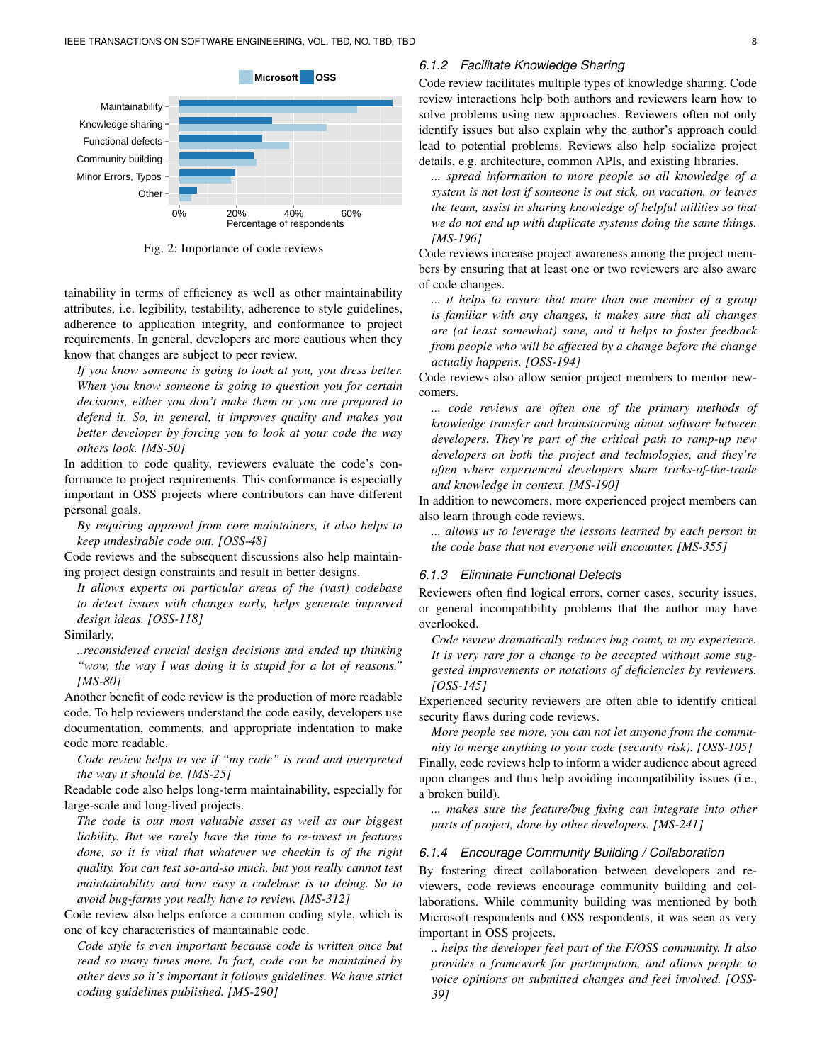Microsoft OSS

Maintainability

Knowledge sharing

Functional defects

Community building

Minor Errors, Typos

Other

0% 20% 40% 60%

Percentage of respondents

Fig. 2: Importance of code reviews

tainability in terms of efficiency as well as other maintainability attributes, i.e. legibility, testability, adherence to style guidelines, adherence to application integrity, and conformance to project requirements. In general, developers are more cautious when they know that changes are subject to peer review.

> *If you know someone is going to look at you, you dress better. When you know someone is going to question you for certain decisions, either you don't make them or you are prepared to defend it. So, in general, it improves quality and makes you better developer by forcing you to look at your code the way others look. [MS-50]*

In addition to code quality, reviewers evaluate the code's conformance to project requirements. This conformance is especially important in OSS projects where contributors can have different personal goals.

> *By requiring approval from core maintainers, it also helps to keep undesirable code out. [OSS-48]*

Code reviews and the subsequent discussions also help maintaining project design constraints and result in better designs.

> *It allows experts on particular areas of the (vast) codebase to detect issues with changes early, helps generate improved design ideas. [OSS-118]*

Similarly,

> *..reconsidered crucial design decisions and ended up thinking "wow, the way I was doing it is stupid for a lot of reasons." [MS-80]*

Another benefit of code review is the production of more readable code. To help reviewers understand the code easily, developers use documentation, comments, and appropriate indentation to make code more readable.

> *Code review helps to see if "my code" is read and interpreted the way it should be. [MS-25]*

Readable code also helps long-term maintainability, especially for large-scale and long-lived projects.

> *The code is our most valuable asset as well as our biggest liability. But we rarely have the time to re-invest in features done, so it is vital that whatever we checkin is of the right quality. You can test so-and-so much, but you really cannot test maintainability and how easy a codebase is to debug. So to avoid bug-farms you really have to review. [MS-312]*

Code review also helps enforce a common coding style, which is one of key characteristics of maintainable code.

> *Code style is even important because code is written once but read so many times more. In fact, code can be maintained by other devs so it's important it follows guidelines. We have strict coding guidelines published. [MS-290]*

#### 6.1.2 Facilitate Knowledge Sharing

Code review facilitates multiple types of knowledge sharing. Code review interactions help both authors and reviewers learn how to solve problems using new approaches. Reviewers often not only identify issues but also explain why the author's approach could lead to potential problems. Reviews also help socialize project details, e.g. architecture, common APIs, and existing libraries.

> *... spread information to more people so all knowledge of a system is not lost if someone is out sick, on vacation, or leaves the team, assist in sharing knowledge of helpful utilities so that we do not end up with duplicate systems doing the same things. [MS-196]*

Code reviews increase project awareness among the project members by ensuring that at least one or two reviewers are also aware of code changes.

> *... it helps to ensure that more than one member of a group is familiar with any changes, it makes sure that all changes are (at least somewhat) sane, and it helps to foster feedback from people who will be affected by a change before the change actually happens. [OSS-194]*

Code reviews also allow senior project members to mentor newcomers.

> *... code reviews are often one of the primary methods of knowledge transfer and brainstorming about software between developers. They're part of the critical path to ramp-up new developers on both the project and technologies, and they're often where experienced developers share tricks-of-the-trade and knowledge in context. [MS-190]*

In addition to newcomers, more experienced project members can also learn through code reviews.

> *... allows us to leverage the lessons learned by each person in the code base that not everyone will encounter. [MS-355]*

#### 6.1.3 Eliminate Functional Defects

Reviewers often find logical errors, corner cases, security issues, or general incompatibility problems that the author may have overlooked.

> *Code review dramatically reduces bug count, in my experience. It is very rare for a change to be accepted without some suggested improvements or notations of deficiencies by reviewers. [OSS-145]*

Experienced security reviewers are often able to identify critical security flaws during code reviews.

> *More people see more, you can not let anyone from the community to merge anything to your code (security risk). [OSS-105]*

Finally, code reviews help to inform a wider audience about agreed upon changes and thus help avoiding incompatibility issues (i.e., a broken build).

> *... makes sure the feature/bug fixing can integrate into other parts of project, done by other developers. [MS-241]*

#### 6.1.4 Encourage Community Building / Collaboration

By fostering direct collaboration between developers and reviewers, code reviews encourage community building and collaborations. While community building was mentioned by both Microsoft respondents and OSS respondents, it was seen as very important in OSS projects.

> *.. helps the developer feel part of the F/OSS community. It also provides a framework for participation, and allows people to voice opinions on submitted changes and feel involved. [OSS-39]*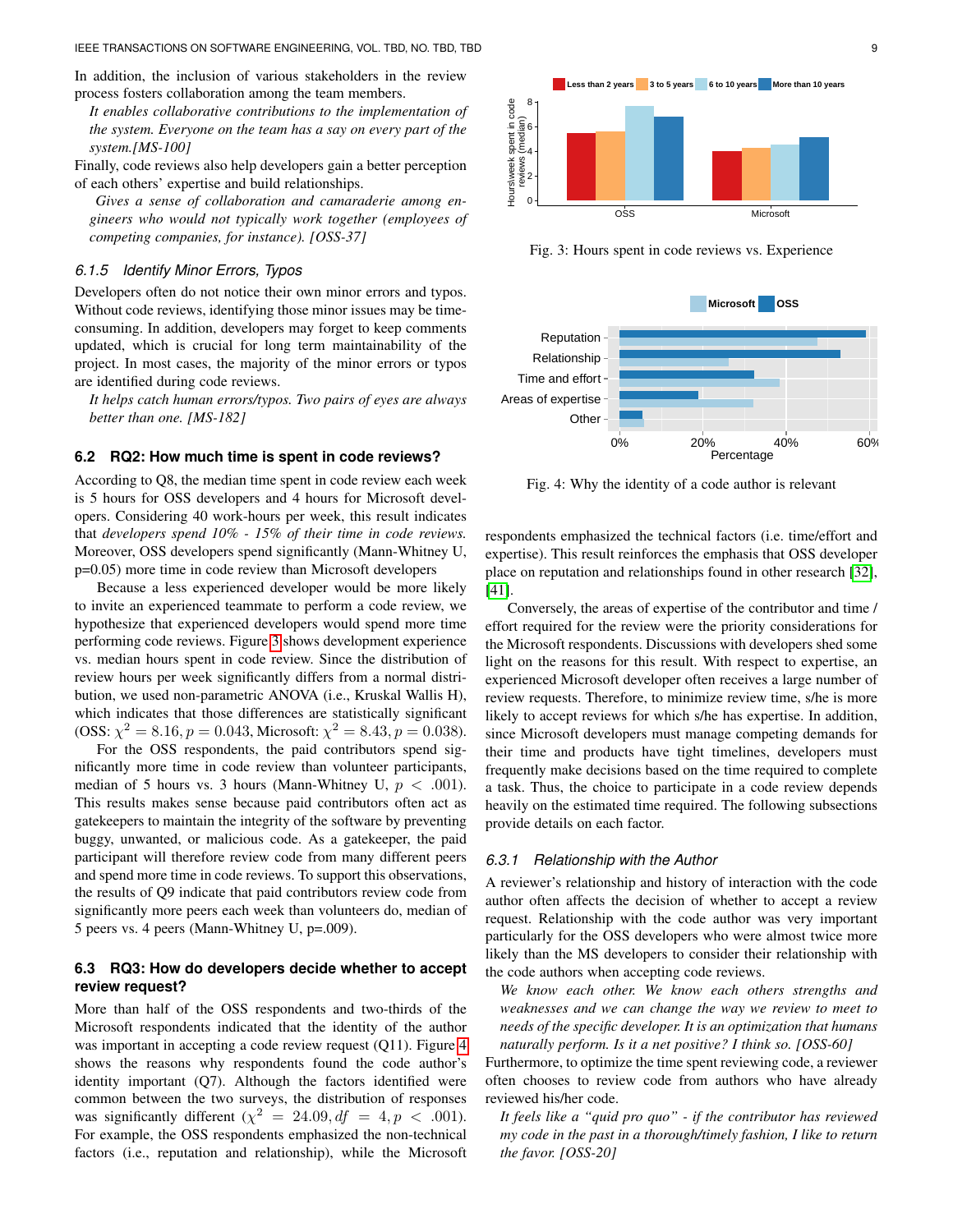In addition, the inclusion of various stakeholders in the review process fosters collaboration among the team members.

> *It enables collaborative contributions to the implementation of the system. Everyone on the team has a say on every part of the system.[MS-100]*

Finally, code reviews also help developers gain a better perception of each others' expertise and build relationships.

> *Gives a sense of collaboration and camaraderie among engineers who would not typically work together (employees of competing companies, for instance). [OSS-37]*

#### 6.1.5 Identify Minor Errors, Typos

Developers often do not notice their own minor errors and typos. Without code reviews, identifying those minor issues may be time-consuming. In addition, developers may forget to keep comments updated, which is crucial for long term maintainability of the project. In most cases, the majority of the minor errors or typos are identified during code reviews.

> *It helps catch human errors/typos. Two pairs of eyes are always better than one. [MS-182]*

### 6.2 RQ2: How much time is spent in code reviews?

According to Q8, the median time spent in code review each week is 5 hours for OSS developers and 4 hours for Microsoft developers. Considering 40 work-hours per week, this result indicates that *developers spend 10% - 15% of their time in code reviews.* Moreover, OSS developers spend significantly (Mann-Whitney U, p=0.05) more time in code review than Microsoft developers

Because a less experienced developer would be more likely to invite an experienced teammate to perform a code review, we hypothesize that experienced developers would spend more time performing code reviews. Figure 3 shows development experience vs. median hours spent in code review. Since the distribution of review hours per week significantly differs from a normal distribution, we used non-parametric ANOVA (i.e., Kruskal Wallis H), which indicates that those differences are statistically significant (OSS: $\chi^2 = 8.16, p = 0.043$, Microsoft: $\chi^2 = 8.43, p = 0.038$).

For the OSS respondents, the paid contributors spend significantly more time in code review than volunteer participants, median of 5 hours vs. 3 hours (Mann-Whitney U, $p < .001$). This results makes sense because paid contributors often act as gatekeepers to maintain the integrity of the software by preventing buggy, unwanted, or malicious code. As a gatekeeper, the paid participant will therefore review code from many different peers and spend more time in code reviews. To support this observations, the results of Q9 indicate that paid contributors review code from significantly more peers each week than volunteers do, median of 5 peers vs. 4 peers (Mann-Whitney U, p=.009).

### 6.3 RQ3: How do developers decide whether to accept review request?

More than half of the OSS respondents and two-thirds of the Microsoft respondents indicated that the identity of the author was important in accepting a code review request (Q11). Figure 4 shows the reasons why respondents found the code author's identity important (Q7). Although the factors identified were common between the two surveys, the distribution of responses was significantly different ($\chi^2 = 24.09, df = 4, p < .001$). For example, the OSS respondents emphasized the non-technical factors (i.e., reputation and relationship), while the Microsoft respondents emphasized the technical factors (i.e. time/effort and expertise). This result reinforces the emphasis that OSS developer place on reputation and relationships found in other research [32], [41].

Fig. 3: Hours spent in code reviews vs. Experience

Fig. 4: Why the identity of a code author is relevant

Conversely, the areas of expertise of the contributor and time / effort required for the review were the priority considerations for the Microsoft respondents. Discussions with developers shed some light on the reasons for this result. With respect to expertise, an experienced Microsoft developer often receives a large number of review requests. Therefore, to minimize review time, s/he is more likely to accept reviews for which s/he has expertise. In addition, since Microsoft developers must manage competing demands for their time and products have tight timelines, developers must frequently make decisions based on the time required to complete a task. Thus, the choice to participate in a code review depends heavily on the estimated time required. The following subsections provide details on each factor.

#### 6.3.1 Relationship with the Author

A reviewer's relationship and history of interaction with the code author often affects the decision of whether to accept a review request. Relationship with the code author was very important particularly for the OSS developers who were almost twice more likely than the MS developers to consider their relationship with the code authors when accepting code reviews.

> *We know each other. We know each others strengths and weaknesses and we can change the way we review to meet to needs of the specific developer. It is an optimization that humans naturally perform. Is it a net positive? I think so. [OSS-60]*

Furthermore, to optimize the time spent reviewing code, a reviewer often chooses to review code from authors who have already reviewed his/her code.

> *It feels like a "quid pro quo" - if the contributor has reviewed my code in the past in a thorough/timely fashion, I like to return the favor. [OSS-20]*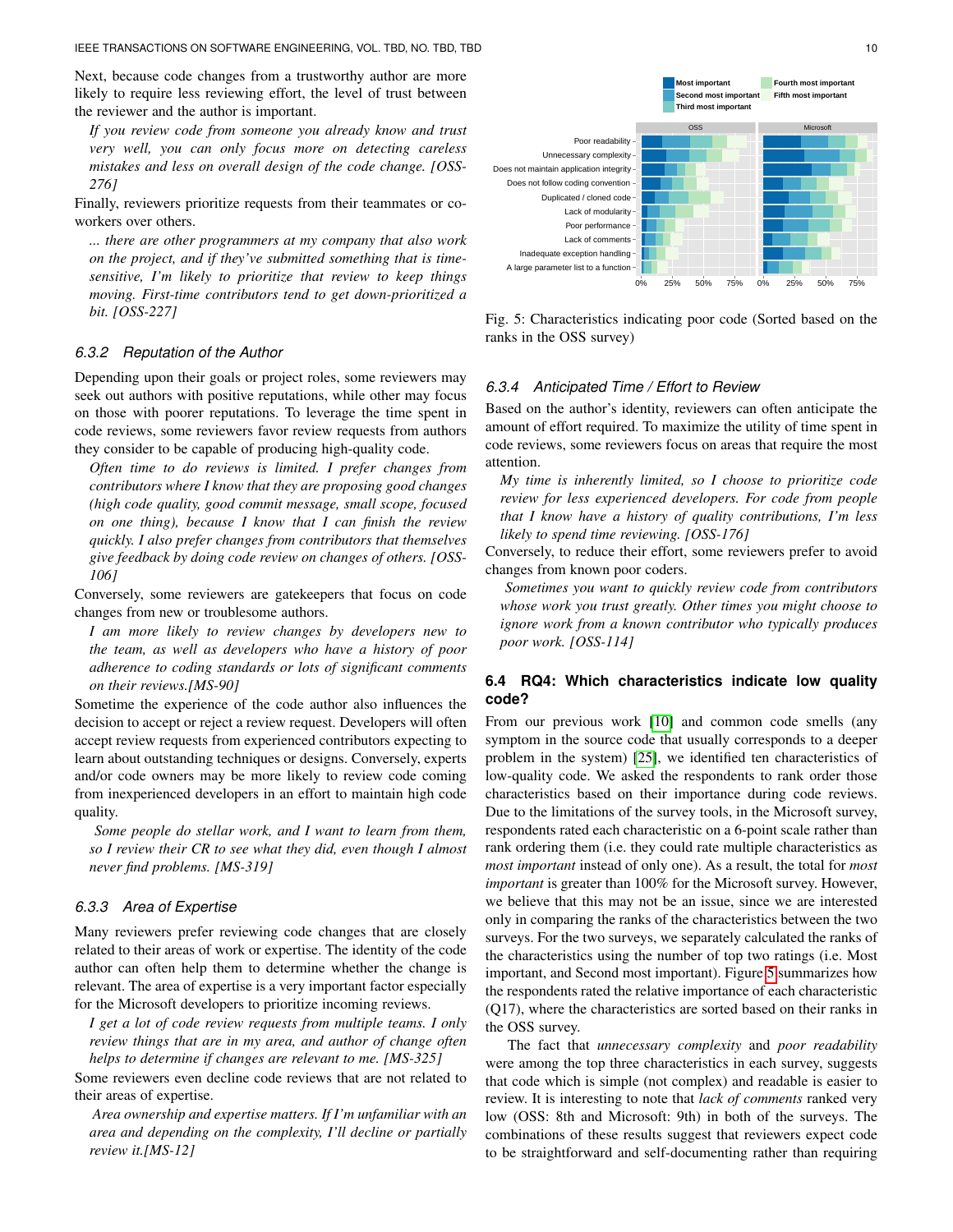Next, because code changes from a trustworthy author are more likely to require less reviewing effort, the level of trust between the reviewer and the author is important.

> *If you review code from someone you already know and trust very well, you can only focus more on detecting careless mistakes and less on overall design of the code change. [OSS-276]*

Finally, reviewers prioritize requests from their teammates or co-workers over others.

> *... there are other programmers at my company that also work on the project, and if they've submitted something that is time-sensitive, I'm likely to prioritize that review to keep things moving. First-time contributors tend to get down-prioritized a bit. [OSS-227]*

#### 6.3.2 Reputation of the Author

Depending upon their goals or project roles, some reviewers may seek out authors with positive reputations, while other may focus on those with poorer reputations. To leverage the time spent in code reviews, some reviewers favor review requests from authors they consider to be capable of producing high-quality code.

> *Often time to do reviews is limited. I prefer changes from contributors where I know that they are proposing good changes (high code quality, good commit message, small scope, focused on one thing), because I know that I can finish the review quickly. I also prefer changes from contributors that themselves give feedback by doing code review on changes of others. [OSS-106]*

Conversely, some reviewers are gatekeepers that focus on code changes from new or troublesome authors.

> *I am more likely to review changes by developers new to the team, as well as developers who have a history of poor adherence to coding standards or lots of significant comments on their reviews.[MS-90]*

Sometime the experience of the code author also influences the decision to accept or reject a review request. Developers will often accept review requests from experienced contributors expecting to learn about outstanding techniques or designs. Conversely, experts and/or code owners may be more likely to review code coming from inexperienced developers in an effort to maintain high code quality.

> *Some people do stellar work, and I want to learn from them, so I review their CR to see what they did, even though I almost never find problems. [MS-319]*

#### 6.3.3 Area of Expertise

Many reviewers prefer reviewing code changes that are closely related to their areas of work or expertise. The identity of the code author can often help them to determine whether the change is relevant. The area of expertise is a very important factor especially for the Microsoft developers to prioritize incoming reviews.

> *I get a lot of code review requests from multiple teams. I only review things that are in my area, and author of change often helps to determine if changes are relevant to me. [MS-325]*

Some reviewers even decline code reviews that are not related to their areas of expertise.

> *Area ownership and expertise matters. If I'm unfamiliar with an area and depending on the complexity, I'll decline or partially review it.[MS-12]*

Fig. 5: Characteristics indicating poor code (Sorted based on the ranks in the OSS survey)

#### 6.3.4 Anticipated Time / Effort to Review

Based on the author's identity, reviewers can often anticipate the amount of effort required. To maximize the utility of time spent in code reviews, some reviewers focus on areas that require the most attention.

> *My time is inherently limited, so I choose to prioritize code review for less experienced developers. For code from people that I know have a history of quality contributions, I'm less likely to spend time reviewing. [OSS-176]*

Conversely, to reduce their effort, some reviewers prefer to avoid changes from known poor coders.

> *Sometimes you want to quickly review code from contributors whose work you trust greatly. Other times you might choose to ignore work from a known contributor who typically produces poor work. [OSS-114]*

### 6.4 RQ4: Which characteristics indicate low quality code?

From our previous work [10] and common code smells (any symptom in the source code that usually corresponds to a deeper problem in the system) [25], we identified ten characteristics of low-quality code. We asked the respondents to rank order those characteristics based on their importance during code reviews. Due to the limitations of the survey tools, in the Microsoft survey, respondents rated each characteristic on a 6-point scale rather than rank ordering them (i.e. they could rate multiple characteristics as *most important* instead of only one). As a result, the total for *most important* is greater than 100% for the Microsoft survey. However, we believe that this may not be an issue, since we are interested only in comparing the ranks of the characteristics between the two surveys. For the two surveys, we separately calculated the ranks of the characteristics using the number of top two ratings (i.e. Most important, and Second most important). Figure 5 summarizes how the respondents rated the relative importance of each characteristic (Q17), where the characteristics are sorted based on their ranks in the OSS survey.

The fact that *unnecessary complexity* and *poor readability* were among the top three characteristics in each survey, suggests that code which is simple (not complex) and readable is easier to review. It is interesting to note that *lack of comments* ranked very low (OSS: 8th and Microsoft: 9th) in both of the surveys. The combinations of these results suggest that reviewers expect code to be straightforward and self-documenting rather than requiring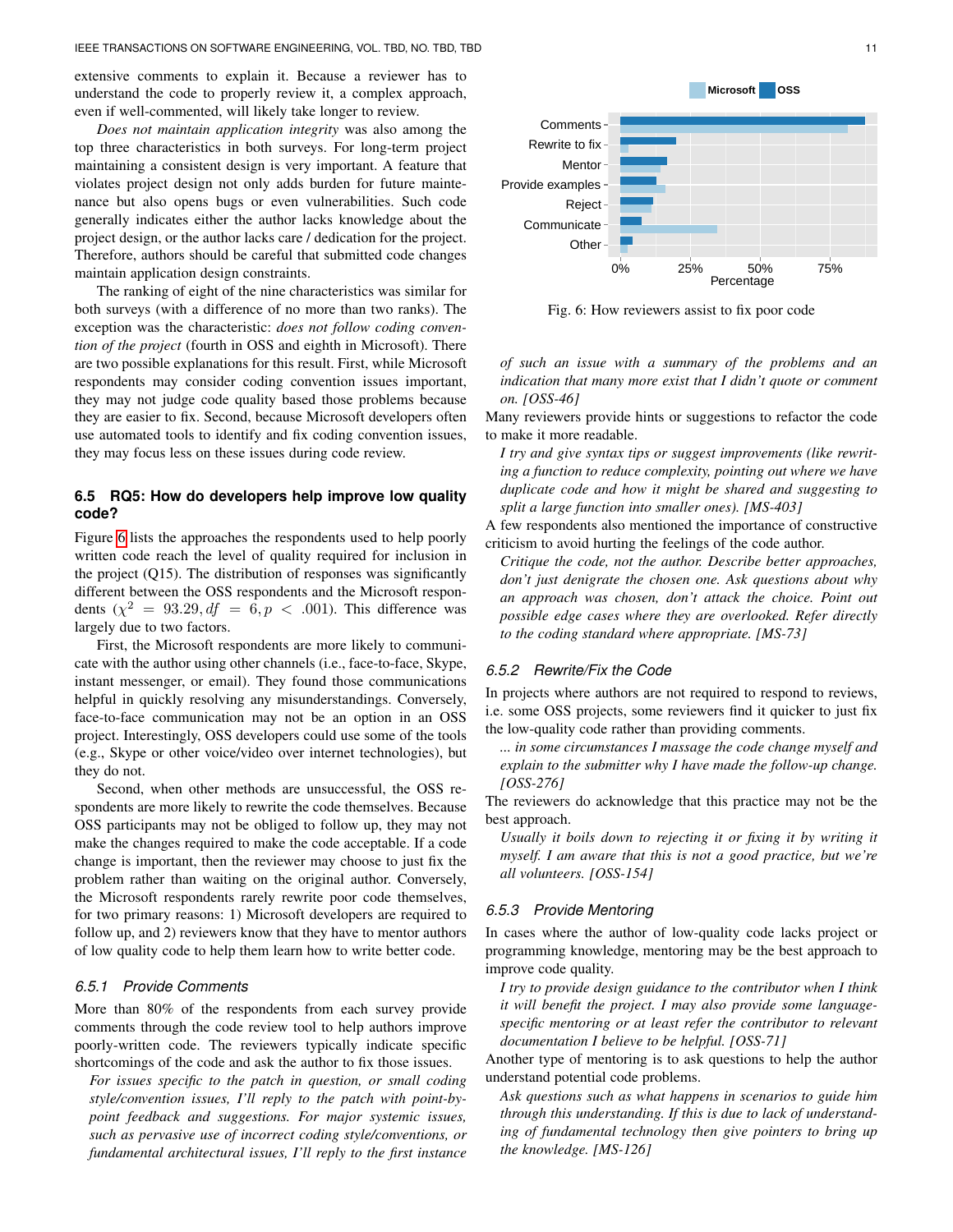extensive comments to explain it. Because a reviewer has to understand the code to properly review it, a complex approach, even if well-commented, will likely take longer to review.

*Does not maintain application integrity* was also among the top three characteristics in both surveys. For long-term project maintaining a consistent design is very important. A feature that violates project design not only adds burden for future maintenance but also opens bugs or even vulnerabilities. Such code generally indicates either the author lacks knowledge about the project design, or the author lacks care / dedication for the project. Therefore, authors should be careful that submitted code changes maintain application design constraints.

The ranking of eight of the nine characteristics was similar for both surveys (with a difference of no more than two ranks). The exception was the characteristic: *does not follow coding convention of the project* (fourth in OSS and eighth in Microsoft). There are two possible explanations for this result. First, while Microsoft respondents may consider coding convention issues important, they may not judge code quality based those problems because they are easier to fix. Second, because Microsoft developers often use automated tools to identify and fix coding convention issues, they may focus less on these issues during code review.

### 6.5 RQ5: How do developers help improve low quality code?

Figure 6 lists the approaches the respondents used to help poorly written code reach the level of quality required for inclusion in the project (Q15). The distribution of responses was significantly different between the OSS respondents and the Microsoft respondents ($\chi^2 = 93.29, df = 6, p < .001$). This difference was largely due to two factors.

First, the Microsoft respondents are more likely to communicate with the author using other channels (i.e., face-to-face, Skype, instant messenger, or email). They found those communications helpful in quickly resolving any misunderstandings. Conversely, face-to-face communication may not be an option in an OSS project. Interestingly, OSS developers could use some of the tools (e.g., Skype or other voice/video over internet technologies), but they do not.

Second, when other methods are unsuccessful, the OSS respondents are more likely to rewrite the code themselves. Because OSS participants may not be obliged to follow up, they may not make the changes required to make the code acceptable. If a code change is important, then the reviewer may choose to just fix the problem rather than waiting on the original author. Conversely, the Microsoft respondents rarely rewrite poor code themselves, for two primary reasons: 1) Microsoft developers are required to follow up, and 2) reviewers know that they have to mentor authors of low quality code to help them learn how to write better code.

#### 6.5.1 Provide Comments

More than 80% of the respondents from each survey provide comments through the code review tool to help authors improve poorly-written code. The reviewers typically indicate specific shortcomings of the code and ask the author to fix those issues.

> *For issues specific to the patch in question, or small coding style/convention issues, I'll reply to the patch with point-by-point feedback and suggestions. For major systemic issues, such as pervasive use of incorrect coding style/conventions, or fundamental architectural issues, I'll reply to the first instance of such an issue with a summary of the problems and an indication that many more exist that I didn't quote or comment on. [OSS-46]*

Fig. 6: How reviewers assist to fix poor code

Many reviewers provide hints or suggestions to refactor the code to make it more readable.

> *I try and give syntax tips or suggest improvements (like rewriting a function to reduce complexity, pointing out where we have duplicate code and how it might be shared and suggesting to split a large function into smaller ones). [MS-403]*

A few respondents also mentioned the importance of constructive criticism to avoid hurting the feelings of the code author.

> *Critique the code, not the author. Describe better approaches, don't just denigrate the chosen one. Ask questions about why an approach was chosen, don't attack the choice. Point out possible edge cases where they are overlooked. Refer directly to the coding standard where appropriate. [MS-73]*

#### 6.5.2 Rewrite/Fix the Code

In projects where authors are not required to respond to reviews, i.e. some OSS projects, some reviewers find it quicker to just fix the low-quality code rather than providing comments.

> *... in some circumstances I massage the code change myself and explain to the submitter why I have made the follow-up change. [OSS-276]*

The reviewers do acknowledge that this practice may not be the best approach.

> *Usually it boils down to rejecting it or fixing it by writing it myself. I am aware that this is not a good practice, but we're all volunteers. [OSS-154]*

#### 6.5.3 Provide Mentoring

In cases where the author of low-quality code lacks project or programming knowledge, mentoring may be the best approach to improve code quality.

> *I try to provide design guidance to the contributor when I think it will benefit the project. I may also provide some language-specific mentoring or at least refer the contributor to relevant documentation I believe to be helpful. [OSS-71]*

Another type of mentoring is to ask questions to help the author understand potential code problems.

> *Ask questions such as what happens in scenarios to guide him through this understanding. If this is due to lack of understanding of fundamental technology then give pointers to bring up the knowledge. [MS-126]*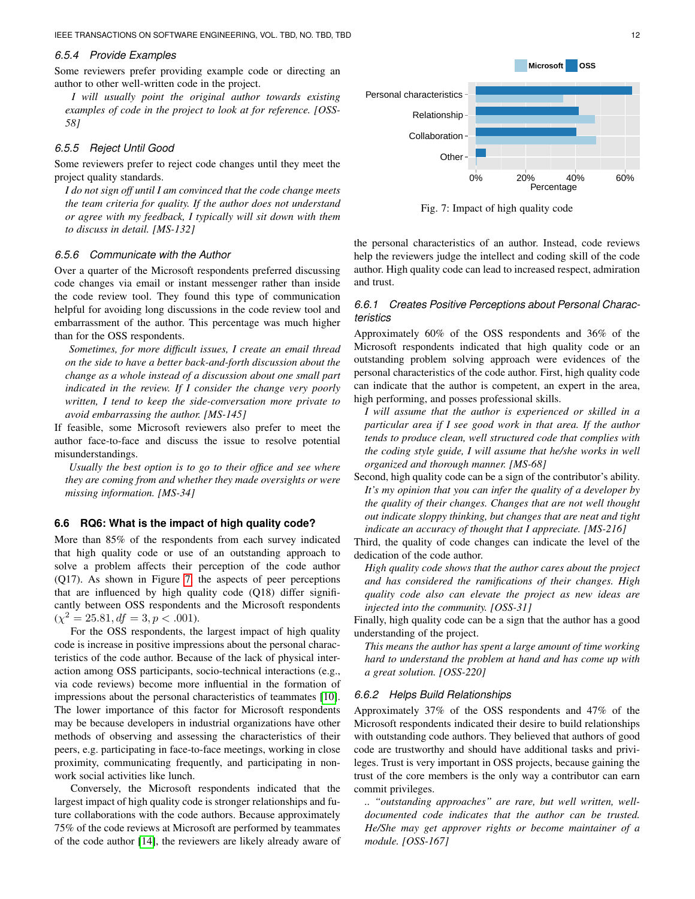#### 6.5.4 Provide Examples

Some reviewers prefer providing example code or directing an author to other well-written code in the project.

> *I will usually point the original author towards existing examples of code in the project to look at for reference. [OSS-58]*

#### 6.5.5 Reject Until Good

Some reviewers prefer to reject code changes until they meet the project quality standards.

> *I do not sign off until I am convinced that the code change meets the team criteria for quality. If the author does not understand or agree with my feedback, I typically will sit down with them to discuss in detail. [MS-132]*

#### 6.5.6 Communicate with the Author

Over a quarter of the Microsoft respondents preferred discussing code changes via email or instant messenger rather than inside the code review tool. They found this type of communication helpful for avoiding long discussions in the code review tool and embarrassment of the author. This percentage was much higher than for the OSS respondents.

> *Sometimes, for more difficult issues, I create an email thread on the side to have a better back-and-forth discussion about the change as a whole instead of a discussion about one small part indicated in the review. If I consider the change very poorly written, I tend to keep the side-conversation more private to avoid embarrassing the author. [MS-145]*

If feasible, some Microsoft reviewers also prefer to meet the author face-to-face and discuss the issue to resolve potential misunderstandings.

> *Usually the best option is to go to their office and see where they are coming from and whether they made oversights or were missing information. [MS-34]*

### 6.6 RQ6: What is the impact of high quality code?

More than 85% of the respondents from each survey indicated that high quality code or use of an outstanding approach to solve a problem affects their perception of the code author (Q17). As shown in Figure 7, the aspects of peer perceptions that are influenced by high quality code (Q18) differ significantly between OSS respondents and the Microsoft respondents ($\chi^2 = 25.81, df = 3, p < .001$).

For the OSS respondents, the largest impact of high quality code is increase in positive impressions about the personal characteristics of the code author. Because of the lack of physical interaction among OSS participants, socio-technical interactions (e.g., via code reviews) become more influential in the formation of impressions about the personal characteristics of teammates [10]. The lower importance of this factor for Microsoft respondents may be because developers in industrial organizations have other methods of observing and assessing the characteristics of their peers, e.g. participating in face-to-face meetings, working in close proximity, communicating frequently, and participating in non-work social activities like lunch.

Conversely, the Microsoft respondents indicated that the largest impact of high quality code is stronger relationships and future collaborations with the code authors. Because approximately 75% of the code reviews at Microsoft are performed by teammates of the code author [14], the reviewers are likely already aware of the personal characteristics of an author. Instead, code reviews help the reviewers judge the intellect and coding skill of the code author. High quality code can lead to increased respect, admiration and trust.

Fig. 7: Impact of high quality code

#### 6.6.1 Creates Positive Perceptions about Personal Characteristics

Approximately 60% of the OSS respondents and 36% of the Microsoft respondents indicated that high quality code or an outstanding problem solving approach were evidences of the personal characteristics of the code author. First, high quality code can indicate that the author is competent, an expert in the area, high performing, and posses professional skills.

> *I will assume that the author is experienced or skilled in a particular area if I see good work in that area. If the author tends to produce clean, well structured code that complies with the coding style guide, I will assume that he/she works in well organized and thorough manner. [MS-68]*

Second, high quality code can be a sign of the contributor's ability.

> *It's my opinion that you can infer the quality of a developer by the quality of their changes. Changes that are not well thought out indicate sloppy thinking, but changes that are neat and tight indicate an accuracy of thought that I appreciate. [MS-216]*

Third, the quality of code changes can indicate the level of the dedication of the code author.

> *High quality code shows that the author cares about the project and has considered the ramifications of their changes. High quality code also can elevate the project as new ideas are injected into the community. [OSS-31]*

Finally, high quality code can be a sign that the author has a good understanding of the project.

> *This means the author has spent a large amount of time working hard to understand the problem at hand and has come up with a great solution. [OSS-220]*

#### 6.6.2 Helps Build Relationships

Approximately 37% of the OSS respondents and 47% of the Microsoft respondents indicated their desire to build relationships with outstanding code authors. They believed that authors of good code are trustworthy and should have additional tasks and privileges. Trust is very important in OSS projects, because gaining the trust of the core members is the only way a contributor can earn commit privileges.

> *.. "outstanding approaches" are rare, but well written, well-documented code indicates that the author can be trusted. He/She may get approver rights or become maintainer of a module. [OSS-167]*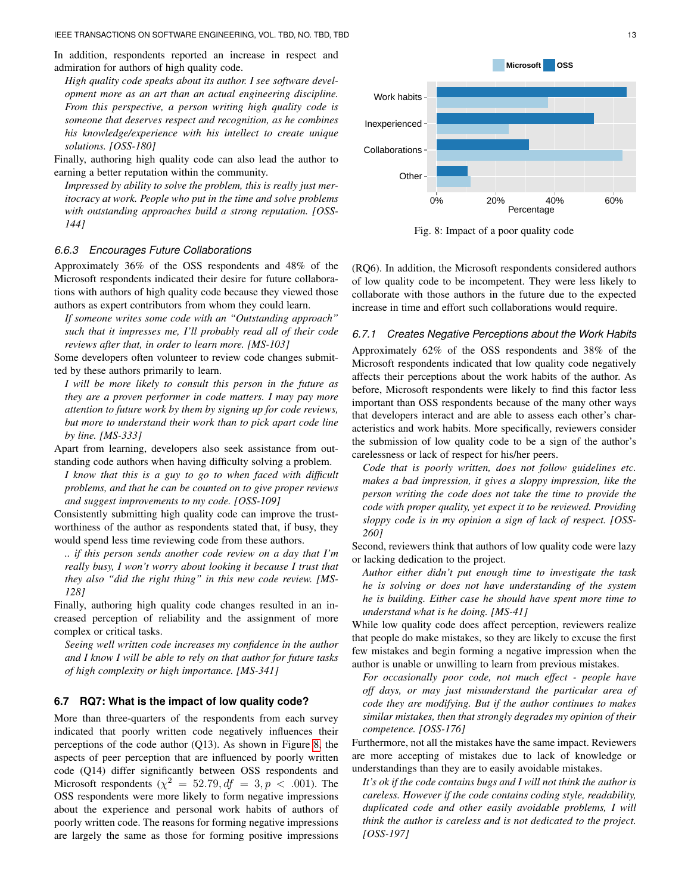In addition, respondents reported an increase in respect and admiration for authors of high quality code.

*High quality code speaks about its author. I see software development more as an art than an actual engineering discipline. From this perspective, a person writing high quality code is someone that deserves respect and recognition, as he combines his knowledge/experience with his intellect to create unique solutions. [OSS-180]*

Finally, authoring high quality code can also lead the author to earning a better reputation within the community.

*Impressed by ability to solve the problem, this is really just meritocracy at work. People who put in the time and solve problems with outstanding approaches build a strong reputation. [OSS-144]*

#### 6.6.3 Encourages Future Collaborations

Approximately 36% of the OSS respondents and 48% of the Microsoft respondents indicated their desire for future collaborations with authors of high quality code because they viewed those authors as expert contributors from whom they could learn.

*If someone writes some code with an "Outstanding approach" such that it impresses me, I'll probably read all of their code reviews after that, in order to learn more. [MS-103]*

Some developers often volunteer to review code changes submitted by these authors primarily to learn.

*I will be more likely to consult this person in the future as they are a proven performer in code matters. I may pay more attention to future work by them by signing up for code reviews, but more to understand their work than to pick apart code line by line. [MS-333]*

Apart from learning, developers also seek assistance from outstanding code authors when having difficulty solving a problem.

*I know that this is a guy to go to when faced with difficult problems, and that he can be counted on to give proper reviews and suggest improvements to my code. [OSS-109]*

Consistently submitting high quality code can improve the trustworthiness of the author as respondents stated that, if busy, they would spend less time reviewing code from these authors.

*.. if this person sends another code review on a day that I'm really busy, I won't worry about looking at it because I trust that they also "did the right thing" in this new code review. [MS-128]*

Finally, authoring high quality code changes resulted in an increased perception of reliability and the assignment of more complex or critical tasks.

*Seeing well written code increases my confidence in the author and I know I will be able to rely on that author for future tasks of high complexity or high importance. [MS-341]*

### 6.7 RQ7: What is the impact of low quality code?

More than three-quarters of the respondents from each survey indicated that poorly written code negatively influences their perceptions of the code author (Q13). As shown in Figure 8, the aspects of peer perception that are influenced by poorly written code (Q14) differ significantly between OSS respondents and Microsoft respondents ($\chi^2 = 52.79, df = 3, p < .001$). The OSS respondents were more likely to form negative impressions about the experience and personal work habits of authors of poorly written code. The reasons for forming negative impressions are largely the same as those for forming positive impressions (RQ6). In addition, the Microsoft respondents considered authors of low quality code to be incompetent. They were less likely to collaborate with those authors in the future due to the expected increase in time and effort such collaborations would require.

Fig. 8: Impact of a poor quality code

#### 6.7.1 Creates Negative Perceptions about the Work Habits

Approximately 62% of the OSS respondents and 38% of the Microsoft respondents indicated that low quality code negatively affects their perceptions about the work habits of the author. As before, Microsoft respondents were likely to find this factor less important than OSS respondents because of the many other ways that developers interact and are able to assess each other's characteristics and work habits. More specifically, reviewers consider the submission of low quality code to be a sign of the author's carelessness or lack of respect for his/her peers.

*Code that is poorly written, does not follow guidelines etc. makes a bad impression, it gives a sloppy impression, like the person writing the code does not take the time to provide the code with proper quality, yet expect it to be reviewed. Providing sloppy code is in my opinion a sign of lack of respect. [OSS-260]*

Second, reviewers think that authors of low quality code were lazy or lacking dedication to the project.

*Author either didn't put enough time to investigate the task he is solving or does not have understanding of the system he is building. Either case he should have spent more time to understand what is he doing. [MS-41]*

While low quality code does affect perception, reviewers realize that people do make mistakes, so they are likely to excuse the first few mistakes and begin forming a negative impression when the author is unable or unwilling to learn from previous mistakes.

*For occasionally poor code, not much effect - people have off days, or may just misunderstand the particular area of code they are modifying. But if the author continues to makes similar mistakes, then that strongly degrades my opinion of their competence. [OSS-176]*

Furthermore, not all the mistakes have the same impact. Reviewers are more accepting of mistakes due to lack of knowledge or understandings than they are to easily avoidable mistakes.

*It's ok if the code contains bugs and I will not think the author is careless. However if the code contains coding style, readability, duplicated code and other easily avoidable problems, I will think the author is careless and is not dedicated to the project. [OSS-197]*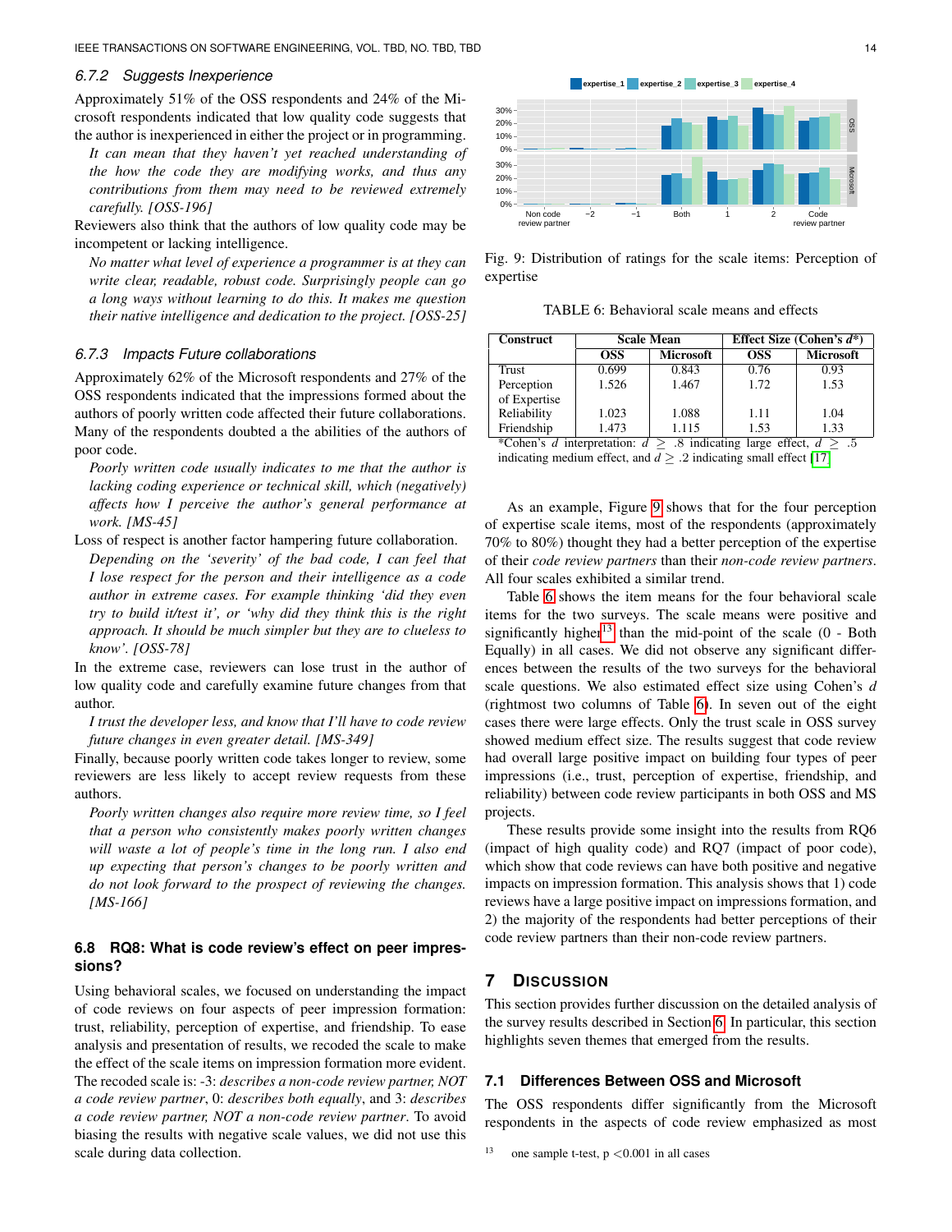### 6.7.2 Suggests Inexperience

Approximately 51% of the OSS respondents and 24% of the Microsoft respondents indicated that low quality code suggests that the author is inexperienced in either the project or in programming.

*It can mean that they haven't yet reached understanding of the how the code they are modifying works, and thus any contributions from them may need to be reviewed extremely carefully. [OSS-196]*

Reviewers also think that the authors of low quality code may be incompetent or lacking intelligence.

*No matter what level of experience a programmer is at they can write clear, readable, robust code. Surprisingly people can go a long ways without learning to do this. It makes me question their native intelligence and dedication to the project. [OSS-25]*

### 6.7.3 Impacts Future collaborations

Approximately 62% of the Microsoft respondents and 27% of the OSS respondents indicated that the impressions formed about the authors of poorly written code affected their future collaborations. Many of the respondents doubted a the abilities of the authors of poor code.

*Poorly written code usually indicates to me that the author is lacking coding experience or technical skill, which (negatively) affects how I perceive the author's general performance at work. [MS-45]*

Loss of respect is another factor hampering future collaboration.

*Depending on the 'severity' of the bad code, I can feel that I lose respect for the person and their intelligence as a code author in extreme cases. For example thinking 'did they even try to build it/test it', or 'why did they think this is the right approach. It should be much simpler but they are to clueless to know'. [OSS-78]*

In the extreme case, reviewers can lose trust in the author of low quality code and carefully examine future changes from that author.

*I trust the developer less, and know that I'll have to code review future changes in even greater detail. [MS-349]*

Finally, because poorly written code takes longer to review, some reviewers are less likely to accept review requests from these authors.

*Poorly written changes also require more review time, so I feel that a person who consistently makes poorly written changes will waste a lot of people's time in the long run. I also end up expecting that person's changes to be poorly written and do not look forward to the prospect of reviewing the changes. [MS-166]*

## 6.8 RQ8: What is code review's effect on peer impressions?

Using behavioral scales, we focused on understanding the impact of code reviews on four aspects of peer impression formation: trust, reliability, perception of expertise, and friendship. To ease analysis and presentation of results, we recoded the scale to make the effect of the scale items on impression formation more evident. The recoded scale is: -3: *describes a non-code review partner, NOT a code review partner*, 0: *describes both equally*, and 3: *describes a code review partner, NOT a non-code review partner*. To avoid biasing the results with negative scale values, we did not use this scale during data collection.

Fig. 9: Distribution of ratings for the scale items: Perception of expertise

TABLE 6: Behavioral scale means and effects

| Construct | Scale Mean | | Effect Size (Cohen's $d$*) | |
|---|---|---|---|---|
| | OSS | Microsoft | OSS | Microsoft |
| Trust | 0.699 | 0.843 | 0.76 | 0.93 |
| Perception of Expertise | 1.526 | 1.467 | 1.72 | 1.53 |
| Reliability | 1.023 | 1.088 | 1.11 | 1.04 |
| Friendship | 1.473 | 1.115 | 1.53 | 1.33 |

*Cohen's $d$ interpretation: $d \geq .8$ indicating large effect, $d \geq .5$ indicating medium effect, and $d \geq .2$ indicating small effect [17]

As an example, Figure 9 shows that for the four perception of expertise scale items, most of the respondents (approximately 70% to 80%) thought they had a better perception of the expertise of their *code review partners* than their *non-code review partners*. All four scales exhibited a similar trend.

Table 6 shows the item means for the four behavioral scale items for the two surveys. The scale means were positive and significantly higher[13] than the mid-point of the scale (0 - Both Equally) in all cases. We did not observe any significant differences between the results of the two surveys for the behavioral scale questions. We also estimated effect size using Cohen's $d$ (rightmost two columns of Table 6). In seven out of the eight cases there were large effects. Only the trust scale in OSS survey showed medium effect size. The results suggest that code review had overall large positive impact on building four types of peer impressions (i.e., trust, perception of expertise, friendship, and reliability) between code review participants in both OSS and MS projects.

These results provide some insight into the results from RQ6 (impact of high quality code) and RQ7 (impact of poor code), which show that code reviews can have both positive and negative impacts on impression formation. This analysis shows that 1) code reviews have a large positive impact on impressions formation, and 2) the majority of the respondents had better perceptions of their code review partners than their non-code review partners.

# 7 Discussion

This section provides further discussion on the detailed analysis of the survey results described in Section 6. In particular, this section highlights seven themes that emerged from the results.

## 7.1 Differences Between OSS and Microsoft

The OSS respondents differ significantly from the Microsoft respondents in the aspects of code review emphasized as most

[13] one sample t-test, $p < 0.001$ in all cases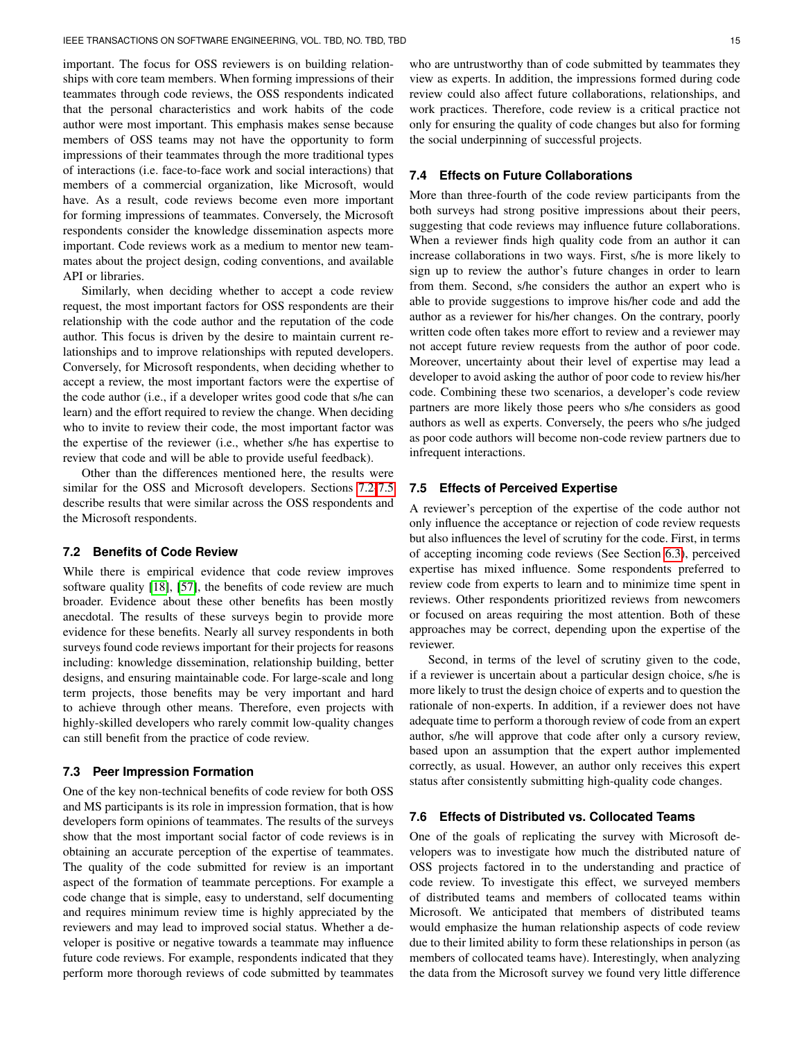important. The focus for OSS reviewers is on building relationships with core team members. When forming impressions of their teammates through code reviews, the OSS respondents indicated that the personal characteristics and work habits of the code author were most important. This emphasis makes sense because members of OSS teams may not have the opportunity to form impressions of their teammates through the more traditional types of interactions (i.e. face-to-face work and social interactions) that members of a commercial organization, like Microsoft, would have. As a result, code reviews become even more important for forming impressions of teammates. Conversely, the Microsoft respondents consider the knowledge dissemination aspects more important. Code reviews work as a medium to mentor new teammates about the project design, coding conventions, and available API or libraries.

Similarly, when deciding whether to accept a code review request, the most important factors for OSS respondents are their relationship with the code author and the reputation of the code author. This focus is driven by the desire to maintain current relationships and to improve relationships with reputed developers. Conversely, for Microsoft respondents, when deciding whether to accept a review, the most important factors were the expertise of the code author (i.e., if a developer writes good code that s/he can learn) and the effort required to review the change. When deciding who to invite to review their code, the most important factor was the expertise of the reviewer (i.e., whether s/he has expertise to review that code and will be able to provide useful feedback).

Other than the differences mentioned here, the results were similar for the OSS and Microsoft developers. Sections 7.2-7.5 describe results that were similar across the OSS respondents and the Microsoft respondents.

### 7.2 Benefits of Code Review

While there is empirical evidence that code review improves software quality [18], [57], the benefits of code review are much broader. Evidence about these other benefits has been mostly anecdotal. The results of these surveys begin to provide more evidence for these benefits. Nearly all survey respondents in both surveys found code reviews important for their projects for reasons including: knowledge dissemination, relationship building, better designs, and ensuring maintainable code. For large-scale and long term projects, those benefits may be very important and hard to achieve through other means. Therefore, even projects with highly-skilled developers who rarely commit low-quality changes can still benefit from the practice of code review.

### 7.3 Peer Impression Formation

One of the key non-technical benefits of code review for both OSS and MS participants is its role in impression formation, that is how developers form opinions of teammates. The results of the surveys show that the most important social factor of code reviews is in obtaining an accurate perception of the expertise of teammates. The quality of the code submitted for review is an important aspect of the formation of teammate perceptions. For example a code change that is simple, easy to understand, self documenting and requires minimum review time is highly appreciated by the reviewers and may lead to improved social status. Whether a developer is positive or negative towards a teammate may influence future code reviews. For example, respondents indicated that they perform more thorough reviews of code submitted by teammates who are untrustworthy than of code submitted by teammates they view as experts. In addition, the impressions formed during code review could also affect future collaborations, relationships, and work practices. Therefore, code review is a critical practice not only for ensuring the quality of code changes but also for forming the social underpinning of successful projects.

### 7.4 Effects on Future Collaborations

More than three-fourth of the code review participants from the both surveys had strong positive impressions about their peers, suggesting that code reviews may influence future collaborations. When a reviewer finds high quality code from an author it can increase collaborations in two ways. First, s/he is more likely to sign up to review the author's future changes in order to learn from them. Second, s/he considers the author an expert who is able to provide suggestions to improve his/her code and add the author as a reviewer for his/her changes. On the contrary, poorly written code often takes more effort to review and a reviewer may not accept future review requests from the author of poor code. Moreover, uncertainty about their level of expertise may lead a developer to avoid asking the author of poor code to review his/her code. Combining these two scenarios, a developer's code review partners are more likely those peers who s/he considers as good authors as well as experts. Conversely, the peers who s/he judged as poor code authors will become non-code review partners due to infrequent interactions.

### 7.5 Effects of Perceived Expertise

A reviewer's perception of the expertise of the code author not only influence the acceptance or rejection of code review requests but also influences the level of scrutiny for the code. First, in terms of accepting incoming code reviews (See Section 6.3), perceived expertise has mixed influence. Some respondents preferred to review code from experts to learn and to minimize time spent in reviews. Other respondents prioritized reviews from newcomers or focused on areas requiring the most attention. Both of these approaches may be correct, depending upon the expertise of the reviewer.

Second, in terms of the level of scrutiny given to the code, if a reviewer is uncertain about a particular design choice, s/he is more likely to trust the design choice of experts and to question the rationale of non-experts. In addition, if a reviewer does not have adequate time to perform a thorough review of code from an expert author, s/he will approve that code after only a cursory review, based upon an assumption that the expert author implemented correctly, as usual. However, an author only receives this expert status after consistently submitting high-quality code changes.

### 7.6 Effects of Distributed vs. Collocated Teams

One of the goals of replicating the survey with Microsoft developers was to investigate how much the distributed nature of OSS projects factored in to the understanding and practice of code review. To investigate this effect, we surveyed members of distributed teams and members of collocated teams within Microsoft. We anticipated that members of distributed teams would emphasize the human relationship aspects of code review due to their limited ability to form these relationships in person (as members of collocated teams have). Interestingly, when analyzing the data from the Microsoft survey we found very little difference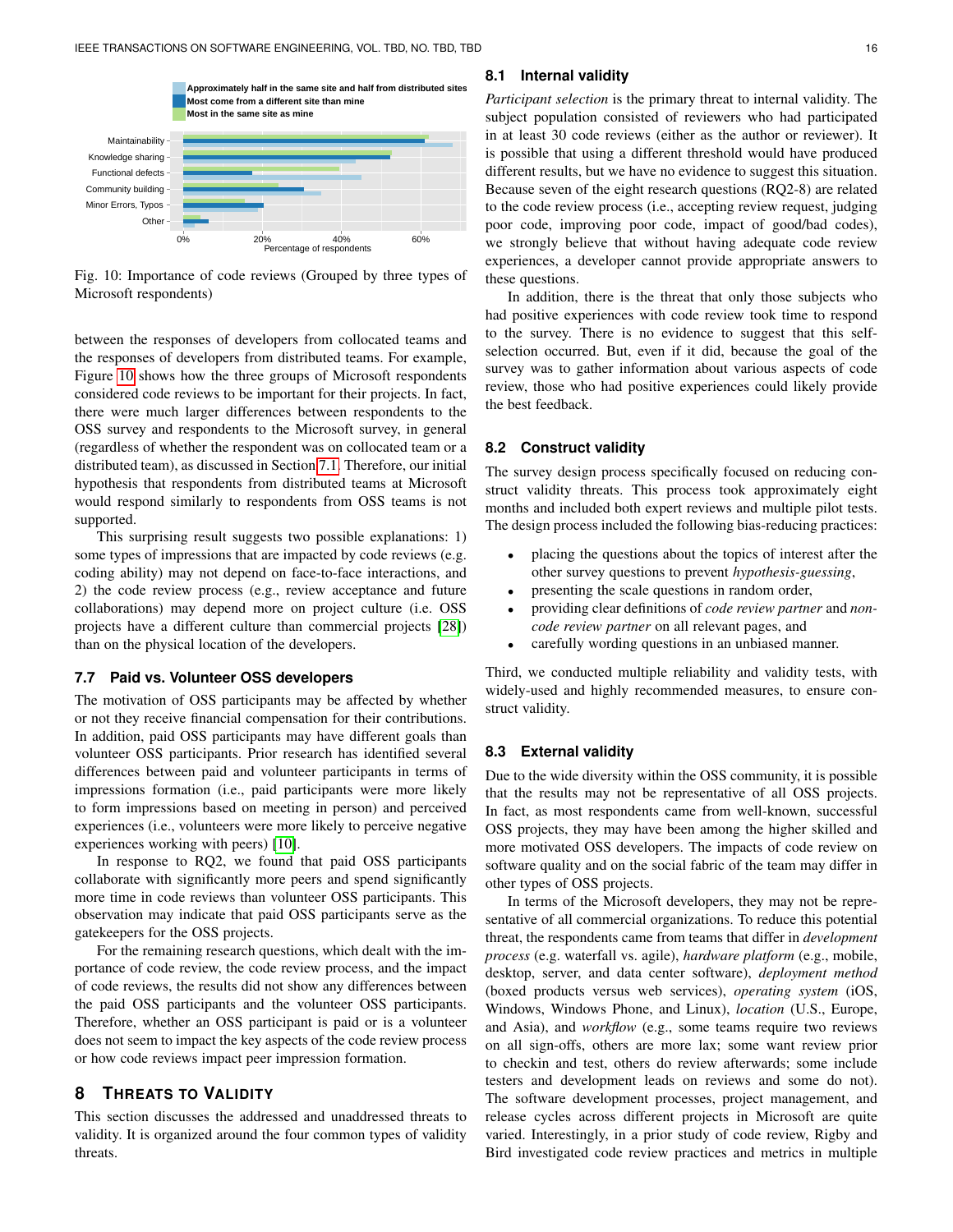Fig. 10: Importance of code reviews (Grouped by three types of Microsoft respondents)

between the responses of developers from collocated teams and the responses of developers from distributed teams. For example, Figure 10 shows how the three groups of Microsoft respondents considered code reviews to be important for their projects. In fact, there were much larger differences between respondents to the OSS survey and respondents to the Microsoft survey, in general (regardless of whether the respondent was on collocated team or a distributed team), as discussed in Section 7.1. Therefore, our initial hypothesis that respondents from distributed teams at Microsoft would respond similarly to respondents from OSS teams is not supported.

This surprising result suggests two possible explanations: 1) some types of impressions that are impacted by code reviews (e.g. coding ability) may not depend on face-to-face interactions, and 2) the code review process (e.g., review acceptance and future collaborations) may depend more on project culture (i.e. OSS projects have a different culture than commercial projects [28]) than on the physical location of the developers.

### 7.7 Paid vs. Volunteer OSS developers

The motivation of OSS participants may be affected by whether or not they receive financial compensation for their contributions. In addition, paid OSS participants may have different goals than volunteer OSS participants. Prior research has identified several differences between paid and volunteer participants in terms of impressions formation (i.e., paid participants were more likely to form impressions based on meeting in person) and perceived experiences (i.e., volunteers were more likely to perceive negative experiences working with peers) [10].

In response to RQ2, we found that paid OSS participants collaborate with significantly more peers and spend significantly more time in code reviews than volunteer OSS participants. This observation may indicate that paid OSS participants serve as the gatekeepers for the OSS projects.

For the remaining research questions, which dealt with the importance of code review, the code review process, and the impact of code reviews, the results did not show any differences between the paid OSS participants and the volunteer OSS participants. Therefore, whether an OSS participant is paid or is a volunteer does not seem to impact the key aspects of the code review process or how code reviews impact peer impression formation.

## 8 Threats to Validity

This section discusses the addressed and unaddressed threats to validity. It is organized around the four common types of validity threats.

### 8.1 Internal validity

*Participant selection* is the primary threat to internal validity. The subject population consisted of reviewers who had participated in at least 30 code reviews (either as the author or reviewer). It is possible that using a different threshold would have produced different results, but we have no evidence to suggest this situation. Because seven of the eight research questions (RQ2-8) are related to the code review process (i.e., accepting review request, judging poor code, improving poor code, impact of good/bad codes), we strongly believe that without having adequate code review experiences, a developer cannot provide appropriate answers to these questions.

In addition, there is the threat that only those subjects who had positive experiences with code review took time to respond to the survey. There is no evidence to suggest that this self-selection occurred. But, even if it did, because the goal of the survey was to gather information about various aspects of code review, those who had positive experiences could likely provide the best feedback.

### 8.2 Construct validity

The survey design process specifically focused on reducing construct validity threats. This process took approximately eight months and included both expert reviews and multiple pilot tests. The design process included the following bias-reducing practices:

- placing the questions about the topics of interest after the other survey questions to prevent *hypothesis-guessing*,
- presenting the scale questions in random order,
- providing clear definitions of *code review partner* and *non-code review partner* on all relevant pages, and
- carefully wording questions in an unbiased manner.

Third, we conducted multiple reliability and validity tests, with widely-used and highly recommended measures, to ensure construct validity.

### 8.3 External validity

Due to the wide diversity within the OSS community, it is possible that the results may not be representative of all OSS projects. In fact, as most respondents came from well-known, successful OSS projects, they may have been among the higher skilled and more motivated OSS developers. The impacts of code review on software quality and on the social fabric of the team may differ in other types of OSS projects.

In terms of the Microsoft developers, they may not be representative of all commercial organizations. To reduce this potential threat, the respondents came from teams that differ in *development process* (e.g. waterfall vs. agile), *hardware platform* (e.g., mobile, desktop, server, and data center software), *deployment method* (boxed products versus web services), *operating system* (iOS, Windows, Windows Phone, and Linux), *location* (U.S., Europe, and Asia), and *workflow* (e.g., some teams require two reviews on all sign-offs, others are more lax; some want review prior to checkin and test, others do review afterwards; some include testers and development leads on reviews and some do not). The software development processes, project management, and release cycles across different projects in Microsoft are quite varied. Interestingly, in a prior study of code review, Rigby and Bird investigated code review practices and metrics in multiple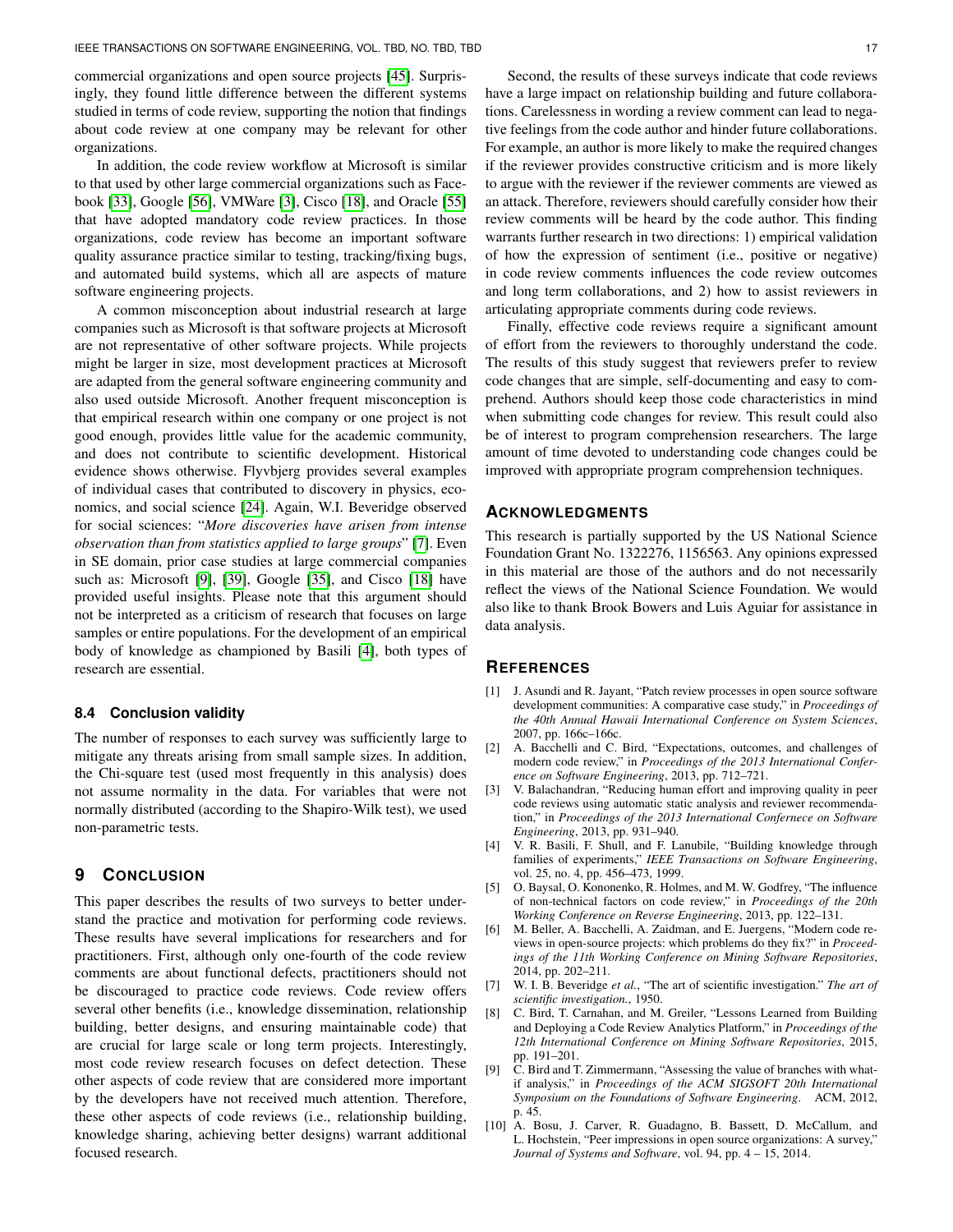commercial organizations and open source projects [45]. Surprisingly, they found little difference between the different systems studied in terms of code review, supporting the notion that findings about code review at one company may be relevant for other organizations.

In addition, the code review workflow at Microsoft is similar to that used by other large commercial organizations such as Facebook [33], Google [56], VMWare [3], Cisco [18], and Oracle [55] that have adopted mandatory code review practices. In those organizations, code review has become an important software quality assurance practice similar to testing, tracking/fixing bugs, and automated build systems, which all are aspects of mature software engineering projects.

A common misconception about industrial research at large companies such as Microsoft is that software projects at Microsoft are not representative of other software projects. While projects might be larger in size, most development practices at Microsoft are adapted from the general software engineering community and also used outside Microsoft. Another frequent misconception is that empirical research within one company or one project is not good enough, provides little value for the academic community, and does not contribute to scientific development. Historical evidence shows otherwise. Flyvbjerg provides several examples of individual cases that contributed to discovery in physics, economics, and social science [24]. Again, W.I. Beveridge observed for social sciences: "*More discoveries have arisen from intense observation than from statistics applied to large groups*" [7]. Even in SE domain, prior case studies at large commercial companies such as: Microsoft [9], [39], Google [35], and Cisco [18] have provided useful insights. Please note that this argument should not be interpreted as a criticism of research that focuses on large samples or entire populations. For the development of an empirical body of knowledge as championed by Basili [4], both types of research are essential.

### 8.4 Conclusion validity

The number of responses to each survey was sufficiently large to mitigate any threats arising from small sample sizes. In addition, the Chi-square test (used most frequently in this analysis) does not assume normality in the data. For variables that were not normally distributed (according to the Shapiro-Wilk test), we used non-parametric tests.

## 9 Conclusion

This paper describes the results of two surveys to better understand the practice and motivation for performing code reviews. These results have several implications for researchers and for practitioners. First, although only one-fourth of the code review comments are about functional defects, practitioners should not be discouraged to practice code reviews. Code review offers several other benefits (i.e., knowledge dissemination, relationship building, better designs, and ensuring maintainable code) that are crucial for large scale or long term projects. Interestingly, most code review research focuses on defect detection. These other aspects of code review that are considered more important by the developers have not received much attention. Therefore, these other aspects of code reviews (i.e., relationship building, knowledge sharing, achieving better designs) warrant additional focused research.

Second, the results of these surveys indicate that code reviews have a large impact on relationship building and future collaborations. Carelessness in wording a review comment can lead to negative feelings from the code author and hinder future collaborations. For example, an author is more likely to make the required changes if the reviewer provides constructive criticism and is more likely to argue with the reviewer if the reviewer comments are viewed as an attack. Therefore, reviewers should carefully consider how their review comments will be heard by the code author. This finding warrants further research in two directions: 1) empirical validation of how the expression of sentiment (i.e., positive or negative) in code review comments influences the code review outcomes and long term collaborations, and 2) how to assist reviewers in articulating appropriate comments during code reviews.

Finally, effective code reviews require a significant amount of effort from the reviewers to thoroughly understand the code. The results of this study suggest that reviewers prefer to review code changes that are simple, self-documenting and easy to comprehend. Authors should keep those code characteristics in mind when submitting code changes for review. This result could also be of interest to program comprehension researchers. The large amount of time devoted to understanding code changes could be improved with appropriate program comprehension techniques.

## Acknowledgments

This research is partially supported by the US National Science Foundation Grant No. 1322276, 1156563. Any opinions expressed in this material are those of the authors and do not necessarily reflect the views of the National Science Foundation. We would also like to thank Brook Bowers and Luis Aguiar for assistance in data analysis.

## References

[1] J. Asundi and R. Jayant, "Patch review processes in open source software development communities: A comparative case study," in *Proceedings of the 40th Annual Hawaii International Conference on System Sciences*, 2007, pp. 166c–166c.

[2] A. Bacchelli and C. Bird, "Expectations, outcomes, and challenges of modern code review," in *Proceedings of the 2013 International Conference on Software Engineering*, 2013, pp. 712–721.

[3] V. Balachandran, "Reducing human effort and improving quality in peer code reviews using automatic static analysis and reviewer recommendation," in *Proceedings of the 2013 International Confernece on Software Engineering*, 2013, pp. 931–940.

[4] V. R. Basili, F. Shull, and F. Lanubile, "Building knowledge through families of experiments," *IEEE Transactions on Software Engineering*, vol. 25, no. 4, pp. 456–473, 1999.

[5] O. Baysal, O. Kononenko, R. Holmes, and M. W. Godfrey, "The influence of non-technical factors on code review," in *Proceedings of the 20th Working Conference on Reverse Engineering*, 2013, pp. 122–131.

[6] M. Beller, A. Bacchelli, A. Zaidman, and E. Juergens, "Modern code reviews in open-source projects: which problems do they fix?" in *Proceedings of the 11th Working Conference on Mining Software Repositories*, 2014, pp. 202–211.

[7] W. I. B. Beveridge *et al.*, "The art of scientific investigation." *The art of scientific investigation.*, 1950.

[8] C. Bird, T. Carnahan, and M. Greiler, "Lessons Learned from Building and Deploying a Code Review Analytics Platform," in *Proceedings of the 12th International Conference on Mining Software Repositories*, 2015, pp. 191–201.

[9] C. Bird and T. Zimmermann, "Assessing the value of branches with what-if analysis," in *Proceedings of the ACM SIGSOFT 20th International Symposium on the Foundations of Software Engineering*. ACM, 2012, p. 45.

[10] A. Bosu, J. Carver, R. Guadagno, B. Bassett, D. McCallum, and L. Hochstein, "Peer impressions in open source organizations: A survey," *Journal of Systems and Software*, vol. 94, pp. 4 – 15, 2014.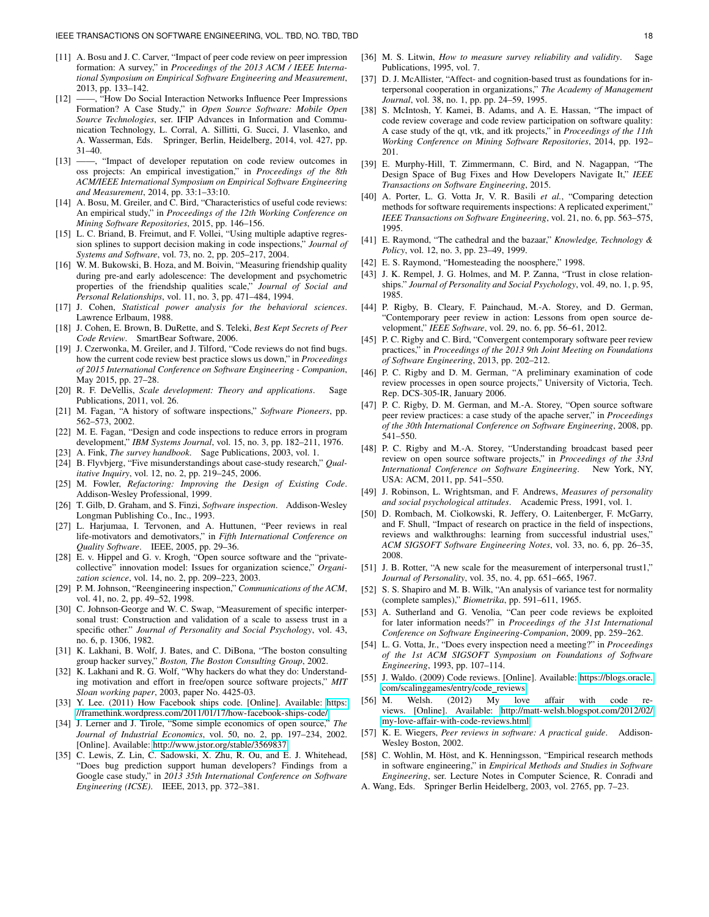[11] A. Bosu and J. C. Carver, "Impact of peer code review on peer impression formation: A survey," in *Proceedings of the 2013 ACM / IEEE International Symposium on Empirical Software Engineering and Measurement*, 2013, pp. 133–142.

[12] ——, "How Do Social Interaction Networks Influence Peer Impressions Formation? A Case Study," in *Open Source Software: Mobile Open Source Technologies*, ser. IFIP Advances in Information and Communication Technology, L. Corral, A. Sillitti, G. Succi, J. Vlasenko, and A. Wasserman, Eds. Springer, Berlin, Heidelberg, 2014, vol. 427, pp. 31–40.

[13] ——, "Impact of developer reputation on code review outcomes in oss projects: An empirical investigation," in *Proceedings of the 8th ACM/IEEE International Symposium on Empirical Software Engineering and Measurement*, 2014, pp. 33:1–33:10.

[14] A. Bosu, M. Greiler, and C. Bird, "Characteristics of useful code reviews: An empirical study," in *Proceedings of the 12th Working Conference on Mining Software Repositories*, 2015, pp. 146–156.

[15] L. C. Briand, B. Freimut, and F. Vollei, "Using multiple adaptive regression splines to support decision making in code inspections," *Journal of Systems and Software*, vol. 73, no. 2, pp. 205–217, 2004.

[16] W. M. Bukowski, B. Hoza, and M. Boivin, "Measuring friendship quality during pre-and early adolescence: The development and psychometric properties of the friendship qualities scale," *Journal of Social and Personal Relationships*, vol. 11, no. 3, pp. 471–484, 1994.

[17] J. Cohen, *Statistical power analysis for the behavioral sciences*. Lawrence Erlbaum, 1988.

[18] J. Cohen, E. Brown, B. DuRette, and S. Teleki, *Best Kept Secrets of Peer Code Review*. SmartBear Software, 2006.

[19] J. Czerwonka, M. Greiler, and J. Tilford, "Code reviews do not find bugs. how the current code review best practice slows us down," in *Proceedings of 2015 International Conference on Software Engineering - Companion*, May 2015, pp. 27–28.

[20] R. F. DeVellis, *Scale development: Theory and applications*. Sage Publications, 2011, vol. 26.

[21] M. Fagan, "A history of software inspections," *Software Pioneers*, pp. 562–573, 2002.

[22] M. E. Fagan, "Design and code inspections to reduce errors in program development," *IBM Systems Journal*, vol. 15, no. 3, pp. 182–211, 1976.

[23] A. Fink, *The survey handbook*. Sage Publications, 2003, vol. 1.

[24] B. Flyvbjerg, "Five misunderstandings about case-study research," *Qualitative Inquiry*, vol. 12, no. 2, pp. 219–245, 2006.

[25] M. Fowler, *Refactoring: Improving the Design of Existing Code*. Addison-Wesley Professional, 1999.

[26] T. Gilb, D. Graham, and S. Finzi, *Software inspection*. Addison-Wesley Longman Publishing Co., Inc., 1993.

[27] L. Harjumaa, I. Tervonen, and A. Huttunen, "Peer reviews in real life-motivators and demotivators," in *Fifth International Conference on Quality Software*. IEEE, 2005, pp. 29–36.

[28] E. v. Hippel and G. v. Krogh, "Open source software and the "private-collective" innovation model: Issues for organization science," *Organization science*, vol. 14, no. 2, pp. 209–223, 2003.

[29] P. M. Johnson, "Reengineering inspection," *Communications of the ACM*, vol. 41, no. 2, pp. 49–52, 1998.

[30] C. Johnson-George and W. C. Swap, "Measurement of specific interpersonal trust: Construction and validation of a scale to assess trust in a specific other." *Journal of Personality and Social Psychology*, vol. 43, no. 6, p. 1306, 1982.

[31] K. Lakhani, B. Wolf, J. Bates, and C. DiBona, "The boston consulting group hacker survey," *Boston, The Boston Consulting Group*, 2002.

[32] K. Lakhani and R. G. Wolf, "Why hackers do what they do: Understanding motivation and effort in free/open source software projects," *MIT Sloan working paper*, 2003, paper No. 4425-03.

[33] Y. Lee. (2011) How Facebook ships code. [Online]. Available: https://framethink.wordpress.com/2011/01/17/how-facebook-ships-code/

[34] J. Lerner and J. Tirole, "Some simple economics of open source," *The Journal of Industrial Economics*, vol. 50, no. 2, pp. 197–234, 2002. [Online]. Available: http://www.jstor.org/stable/3569837

[35] C. Lewis, Z. Lin, C. Sadowski, X. Zhu, R. Ou, and E. J. Whitehead, "Does bug prediction support human developers? Findings from a Google case study," in *2013 35th International Conference on Software Engineering (ICSE)*. IEEE, 2013, pp. 372–381.

[36] M. S. Litwin, *How to measure survey reliability and validity*. Sage Publications, 1995, vol. 7.

[37] D. J. McAllister, "Affect- and cognition-based trust as foundations for interpersonal cooperation in organizations," *The Academy of Management Journal*, vol. 38, no. 1, pp. pp. 24–59, 1995.

[38] S. McIntosh, Y. Kamei, B. Adams, and A. E. Hassan, "The impact of code review coverage and code review participation on software quality: A case study of the qt, vtk, and itk projects," in *Proceedings of the 11th Working Conference on Mining Software Repositories*, 2014, pp. 192–201.

[39] E. Murphy-Hill, T. Zimmermann, C. Bird, and N. Nagappan, "The Design Space of Bug Fixes and How Developers Navigate It," *IEEE Transactions on Software Engineering*, 2015.

[40] A. Porter, L. G. Votta Jr, V. R. Basili *et al.*, "Comparing detection methods for software requirements inspections: A replicated experiment," *IEEE Transactions on Software Engineering*, vol. 21, no. 6, pp. 563–575, 1995.

[41] E. Raymond, "The cathedral and the bazaar," *Knowledge, Technology & Policy*, vol. 12, no. 3, pp. 23–49, 1999.

[42] E. S. Raymond, "Homesteading the noosphere," 1998.

[43] J. K. Rempel, J. G. Holmes, and M. P. Zanna, "Trust in close relationships." *Journal of Personality and Social Psychology*, vol. 49, no. 1, p. 95, 1985.

[44] P. Rigby, B. Cleary, F. Painchaud, M.-A. Storey, and D. German, "Contemporary peer review in action: Lessons from open source development," *IEEE Software*, vol. 29, no. 6, pp. 56–61, 2012.

[45] P. C. Rigby and C. Bird, "Convergent contemporary software peer review practices," in *Proceedings of the 2013 9th Joint Meeting on Foundations of Software Engineering*, 2013, pp. 202–212.

[46] P. C. Rigby and D. M. German, "A preliminary examination of code review processes in open source projects," University of Victoria, Tech. Rep. DCS-305-IR, January 2006.

[47] P. C. Rigby, D. M. German, and M.-A. Storey, "Open source software peer review practices: a case study of the apache server," in *Proceedings of the 30th International Conference on Software Engineering*, 2008, pp. 541–550.

[48] P. C. Rigby and M.-A. Storey, "Understanding broadcast based peer review on open source software projects," in *Proceedings of the 33rd International Conference on Software Engineering*. New York, NY, USA: ACM, 2011, pp. 541–550.

[49] J. Robinson, L. Wrightsman, and F. Andrews, *Measures of personality and social psychological attitudes*. Academic Press, 1991, vol. 1.

[50] D. Rombach, M. Ciolkowski, R. Jeffery, O. Laitenberger, F. McGarry, and F. Shull, "Impact of research on practice in the field of inspections, reviews and walkthroughs: learning from successful industrial uses," *ACM SIGSOFT Software Engineering Notes*, vol. 33, no. 6, pp. 26–35, 2008.

[51] J. B. Rotter, "A new scale for the measurement of interpersonal trust1," *Journal of Personality*, vol. 35, no. 4, pp. 651–665, 1967.

[52] S. S. Shapiro and M. B. Wilk, "An analysis of variance test for normality (complete samples)," *Biometrika*, pp. 591–611, 1965.

[53] A. Sutherland and G. Venolia, "Can peer code reviews be exploited for later information needs?" in *Proceedings of the 31st International Conference on Software Engineering-Companion*, 2009, pp. 259–262.

[54] L. G. Votta, Jr., "Does every inspection need a meeting?" in *Proceedings of the 1st ACM SIGSOFT Symposium on Foundations of Software Engineering*, 1993, pp. 107–114.

[55] J. Waldo. (2009) Code reviews. [Online]. Available: https://blogs.oracle.com/scalinggames/entry/code_reviews

[56] M. Welsh. (2012) My love affair with code reviews. [Online]. Available: http://matt-welsh.blogspot.com/2012/02/my-love-affair-with-code-reviews.html

[57] K. E. Wiegers, *Peer reviews in software: A practical guide*. Addison-Wesley Boston, 2002.

[58] C. Wohlin, M. Höst, and K. Henningsson, "Empirical research methods in software engineering," in *Empirical Methods and Studies in Software Engineering*, ser. Lecture Notes in Computer Science, R. Conradi and A. Wang, Eds. Springer Berlin Heidelberg, 2003, vol. 2765, pp. 7–23.